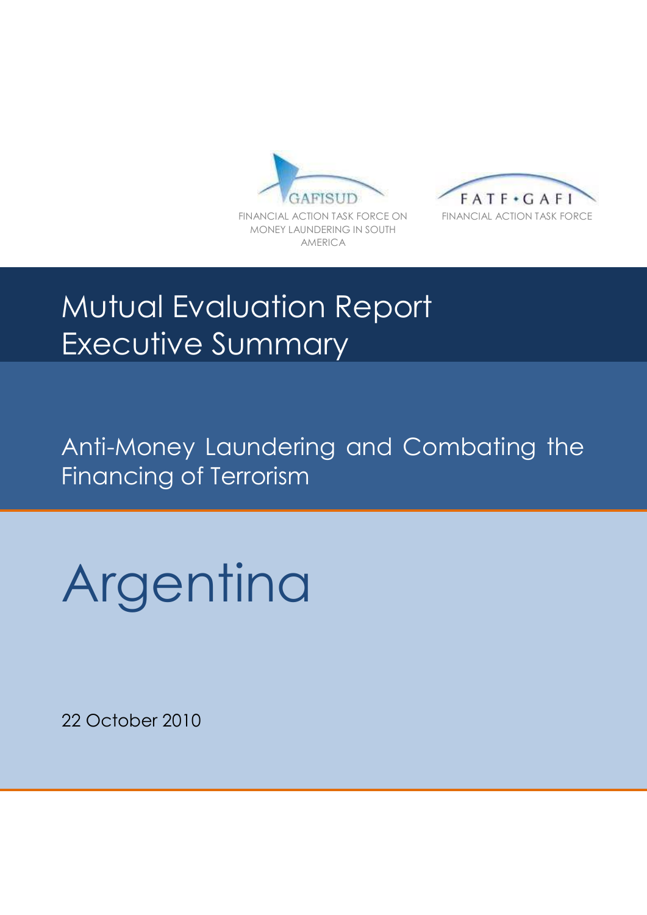GAFISUD

FINANCIAL ACTION TASK FORCE ON MONEY LAUNDERING IN SOUTH AMERICA

FATF • GAFI

FINANCIAL ACTION TASK FORCE

# Mutual Evaluation Report Executive Summary

## Anti-Money Laundering and Combating the Financing of Terrorism

# Argentina

22 October 2010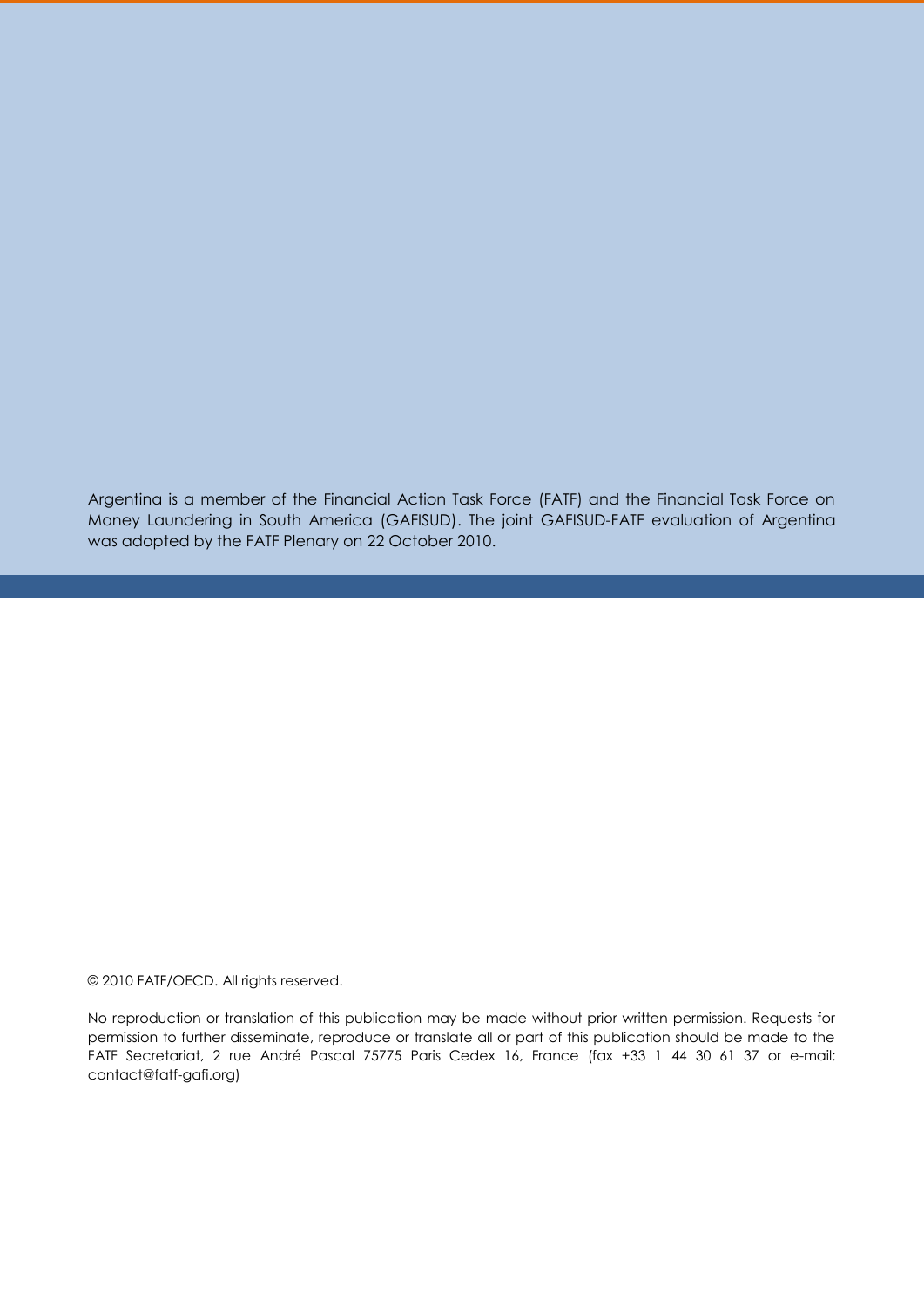Argentina is a member of the Financial Action Task Force (FATF) and the Financial Task Force on Money Laundering in South America (GAFISUD). The joint GAFISUD-FATF evaluation of Argentina was adopted by the FATF Plenary on 22 October 2010.

© 2010 FATF/OECD. All rights reserved.

No reproduction or translation of this publication may be made without prior written permission. Requests for permission to further disseminate, reproduce or translate all or part of this publication should be made to the FATF Secretariat, 2 rue André Pascal 75775 Paris Cedex 16, France (fax +33 1 44 30 61 37 or e-mail: contact@fatf-gafi.org)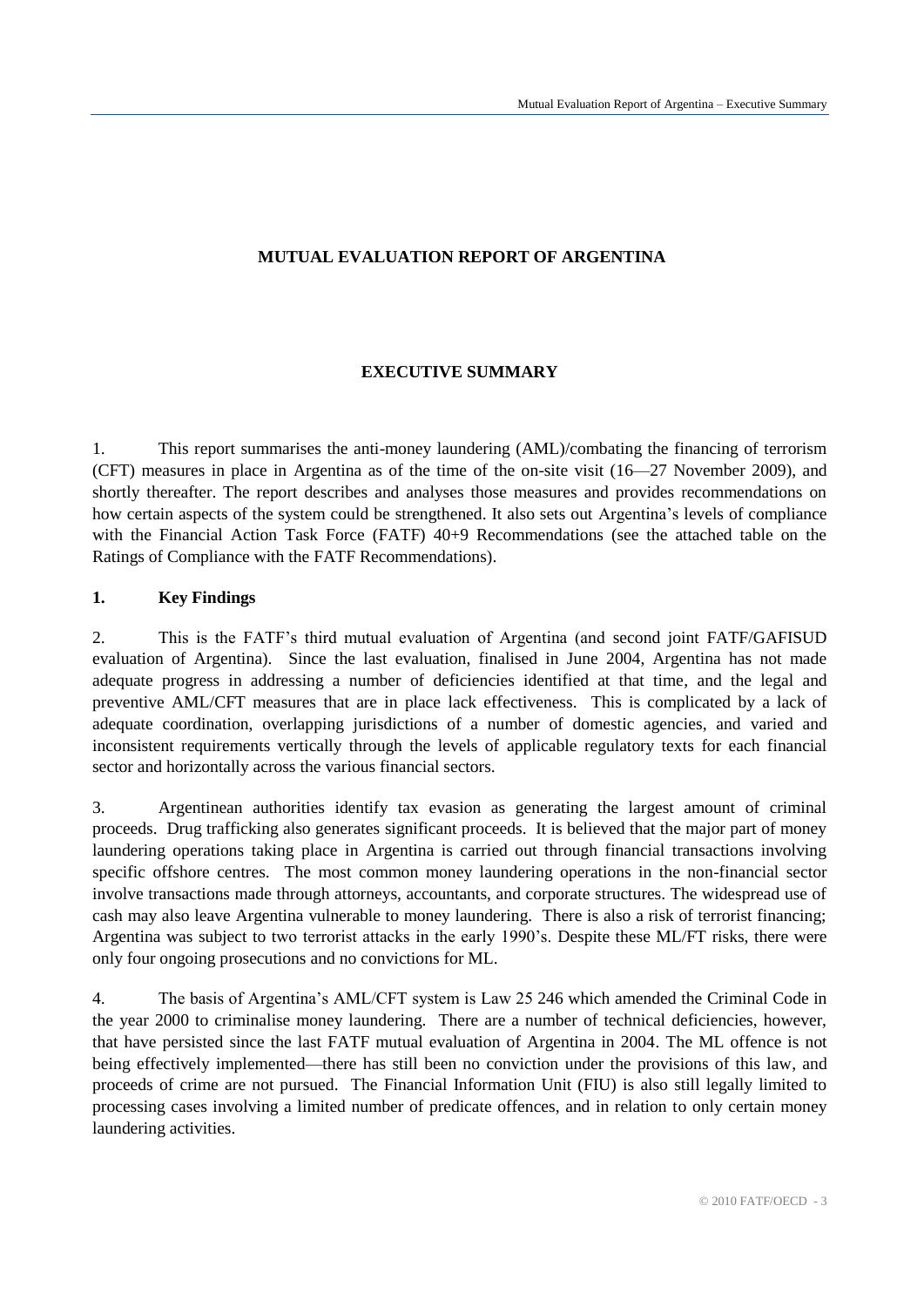# MUTUAL EVALUATION REPORT OF ARGENTINA

## EXECUTIVE SUMMARY

1. This report summarises the anti-money laundering (AML)/combating the financing of terrorism (CFT) measures in place in Argentina as of the time of the on-site visit (16—27 November 2009), and shortly thereafter. The report describes and analyses those measures and provides recommendations on how certain aspects of the system could be strengthened. It also sets out Argentina's levels of compliance with the Financial Action Task Force (FATF) 40+9 Recommendations (see the attached table on the Ratings of Compliance with the FATF Recommendations).

### 1. Key Findings

2. This is the FATF's third mutual evaluation of Argentina (and second joint FATF/GAFISUD evaluation of Argentina). Since the last evaluation, finalised in June 2004, Argentina has not made adequate progress in addressing a number of deficiencies identified at that time, and the legal and preventive AML/CFT measures that are in place lack effectiveness. This is complicated by a lack of adequate coordination, overlapping jurisdictions of a number of domestic agencies, and varied and inconsistent requirements vertically through the levels of applicable regulatory texts for each financial sector and horizontally across the various financial sectors.

3. Argentinean authorities identify tax evasion as generating the largest amount of criminal proceeds. Drug trafficking also generates significant proceeds. It is believed that the major part of money laundering operations taking place in Argentina is carried out through financial transactions involving specific offshore centres. The most common money laundering operations in the non-financial sector involve transactions made through attorneys, accountants, and corporate structures. The widespread use of cash may also leave Argentina vulnerable to money laundering. There is also a risk of terrorist financing; Argentina was subject to two terrorist attacks in the early 1990's. Despite these ML/FT risks, there were only four ongoing prosecutions and no convictions for ML.

4. The basis of Argentina's AML/CFT system is Law 25 246 which amended the Criminal Code in the year 2000 to criminalise money laundering. There are a number of technical deficiencies, however, that have persisted since the last FATF mutual evaluation of Argentina in 2004. The ML offence is not being effectively implemented—there has still been no conviction under the provisions of this law, and proceeds of crime are not pursued. The Financial Information Unit (FIU) is also still legally limited to processing cases involving a limited number of predicate offences, and in relation to only certain money laundering activities.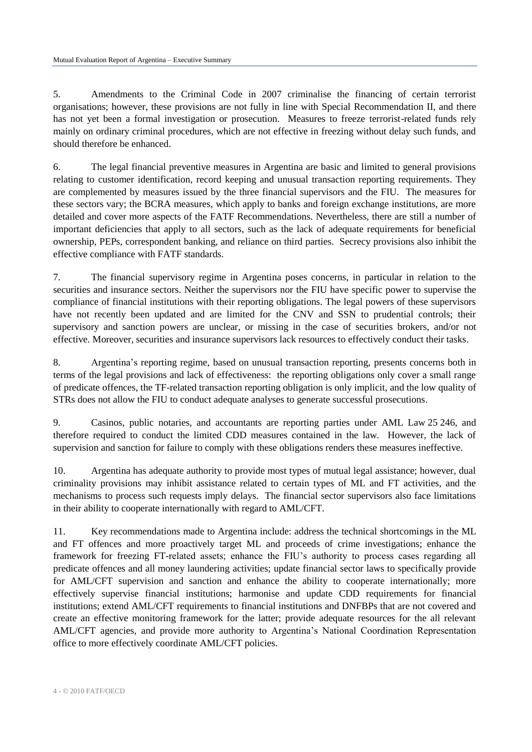5. Amendments to the Criminal Code in 2007 criminalise the financing of certain terrorist organisations; however, these provisions are not fully in line with Special Recommendation II, and there has not yet been a formal investigation or prosecution. Measures to freeze terrorist-related funds rely mainly on ordinary criminal procedures, which are not effective in freezing without delay such funds, and should therefore be enhanced.

6. The legal financial preventive measures in Argentina are basic and limited to general provisions relating to customer identification, record keeping and unusual transaction reporting requirements. They are complemented by measures issued by the three financial supervisors and the FIU. The measures for these sectors vary; the BCRA measures, which apply to banks and foreign exchange institutions, are more detailed and cover more aspects of the FATF Recommendations. Nevertheless, there are still a number of important deficiencies that apply to all sectors, such as the lack of adequate requirements for beneficial ownership, PEPs, correspondent banking, and reliance on third parties. Secrecy provisions also inhibit the effective compliance with FATF standards.

7. The financial supervisory regime in Argentina poses concerns, in particular in relation to the securities and insurance sectors. Neither the supervisors nor the FIU have specific power to supervise the compliance of financial institutions with their reporting obligations. The legal powers of these supervisors have not recently been updated and are limited for the CNV and SSN to prudential controls; their supervisory and sanction powers are unclear, or missing in the case of securities brokers, and/or not effective. Moreover, securities and insurance supervisors lack resources to effectively conduct their tasks.

8. Argentina's reporting regime, based on unusual transaction reporting, presents concerns both in terms of the legal provisions and lack of effectiveness: the reporting obligations only cover a small range of predicate offences, the TF-related transaction reporting obligation is only implicit, and the low quality of STRs does not allow the FIU to conduct adequate analyses to generate successful prosecutions.

9. Casinos, public notaries, and accountants are reporting parties under AML Law 25 246, and therefore required to conduct the limited CDD measures contained in the law. However, the lack of supervision and sanction for failure to comply with these obligations renders these measures ineffective.

10. Argentina has adequate authority to provide most types of mutual legal assistance; however, dual criminality provisions may inhibit assistance related to certain types of ML and FT activities, and the mechanisms to process such requests imply delays. The financial sector supervisors also face limitations in their ability to cooperate internationally with regard to AML/CFT.

11. Key recommendations made to Argentina include: address the technical shortcomings in the ML and FT offences and more proactively target ML and proceeds of crime investigations; enhance the framework for freezing FT-related assets; enhance the FIU's authority to process cases regarding all predicate offences and all money laundering activities; update financial sector laws to specifically provide for AML/CFT supervision and sanction and enhance the ability to cooperate internationally; more effectively supervise financial institutions; harmonise and update CDD requirements for financial institutions; extend AML/CFT requirements to financial institutions and DNFBPs that are not covered and create an effective monitoring framework for the latter; provide adequate resources for the all relevant AML/CFT agencies, and provide more authority to Argentina's National Coordination Representation office to more effectively coordinate AML/CFT policies.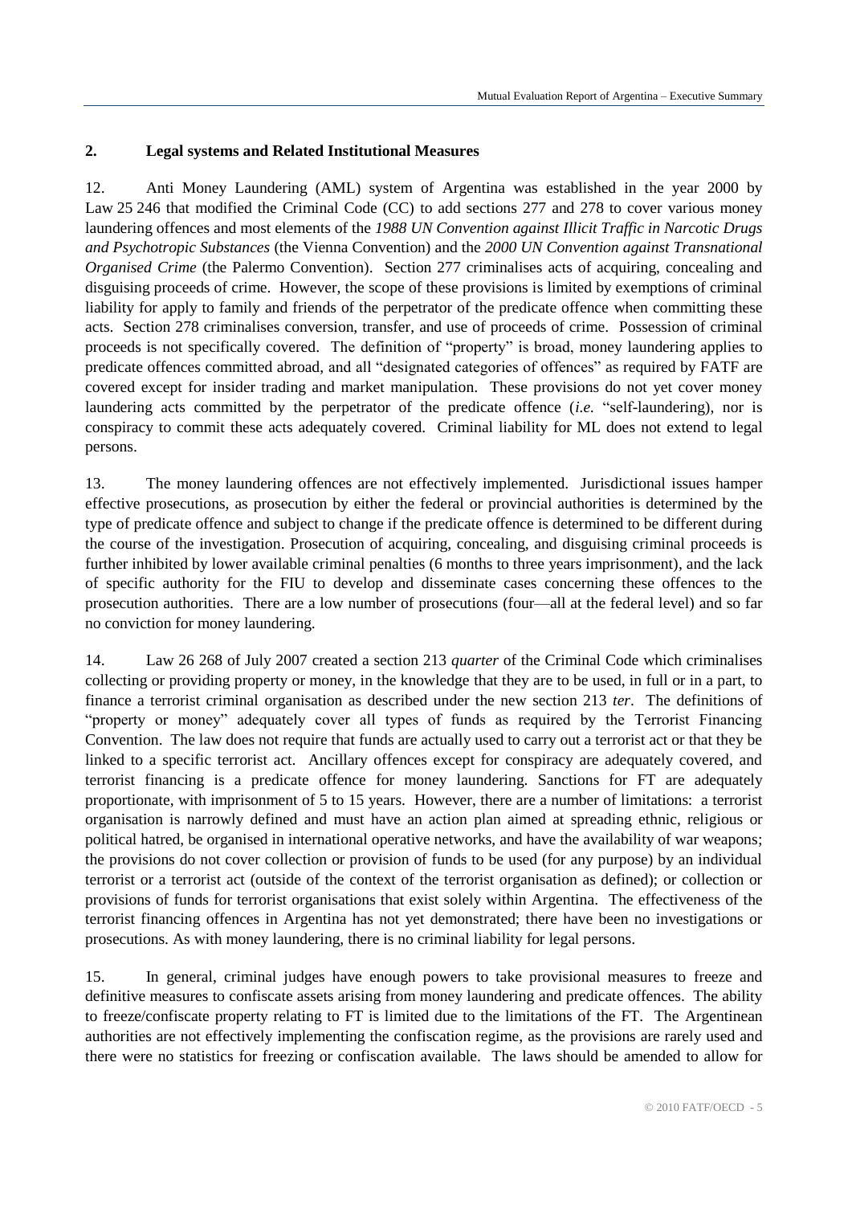## 2. Legal systems and Related Institutional Measures

12. Anti Money Laundering (AML) system of Argentina was established in the year 2000 by Law 25 246 that modified the Criminal Code (CC) to add sections 277 and 278 to cover various money laundering offences and most elements of the *1988 UN Convention against Illicit Traffic in Narcotic Drugs and Psychotropic Substances* (the Vienna Convention) and the *2000 UN Convention against Transnational Organised Crime* (the Palermo Convention). Section 277 criminalises acts of acquiring, concealing and disguising proceeds of crime. However, the scope of these provisions is limited by exemptions of criminal liability for apply to family and friends of the perpetrator of the predicate offence when committing these acts. Section 278 criminalises conversion, transfer, and use of proceeds of crime. Possession of criminal proceeds is not specifically covered. The definition of "property" is broad, money laundering applies to predicate offences committed abroad, and all "designated categories of offences" as required by FATF are covered except for insider trading and market manipulation. These provisions do not yet cover money laundering acts committed by the perpetrator of the predicate offence (*i.e.* "self-laundering), nor is conspiracy to commit these acts adequately covered. Criminal liability for ML does not extend to legal persons.

13. The money laundering offences are not effectively implemented. Jurisdictional issues hamper effective prosecutions, as prosecution by either the federal or provincial authorities is determined by the type of predicate offence and subject to change if the predicate offence is determined to be different during the course of the investigation. Prosecution of acquiring, concealing, and disguising criminal proceeds is further inhibited by lower available criminal penalties (6 months to three years imprisonment), and the lack of specific authority for the FIU to develop and disseminate cases concerning these offences to the prosecution authorities. There are a low number of prosecutions (four—all at the federal level) and so far no conviction for money laundering.

14. Law 26 268 of July 2007 created a section 213 *quarter* of the Criminal Code which criminalises collecting or providing property or money, in the knowledge that they are to be used, in full or in a part, to finance a terrorist criminal organisation as described under the new section 213 *ter*. The definitions of "property or money" adequately cover all types of funds as required by the Terrorist Financing Convention. The law does not require that funds are actually used to carry out a terrorist act or that they be linked to a specific terrorist act. Ancillary offences except for conspiracy are adequately covered, and terrorist financing is a predicate offence for money laundering. Sanctions for FT are adequately proportionate, with imprisonment of 5 to 15 years. However, there are a number of limitations: a terrorist organisation is narrowly defined and must have an action plan aimed at spreading ethnic, religious or political hatred, be organised in international operative networks, and have the availability of war weapons; the provisions do not cover collection or provision of funds to be used (for any purpose) by an individual terrorist or a terrorist act (outside of the context of the terrorist organisation as defined); or collection or provisions of funds for terrorist organisations that exist solely within Argentina. The effectiveness of the terrorist financing offences in Argentina has not yet demonstrated; there have been no investigations or prosecutions. As with money laundering, there is no criminal liability for legal persons.

15. In general, criminal judges have enough powers to take provisional measures to freeze and definitive measures to confiscate assets arising from money laundering and predicate offences. The ability to freeze/confiscate property relating to FT is limited due to the limitations of the FT. The Argentinean authorities are not effectively implementing the confiscation regime, as the provisions are rarely used and there were no statistics for freezing or confiscation available. The laws should be amended to allow for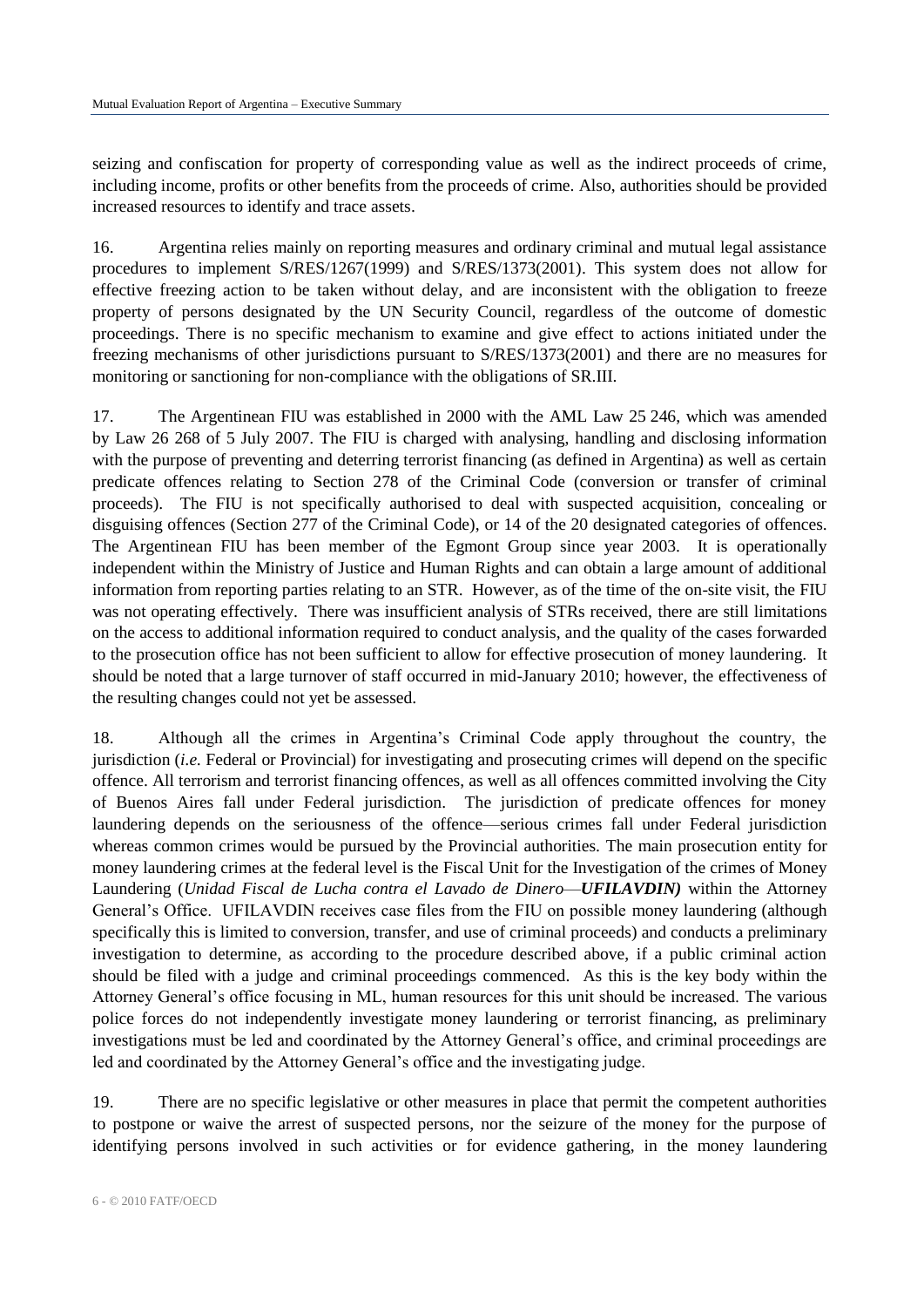seizing and confiscation for property of corresponding value as well as the indirect proceeds of crime, including income, profits or other benefits from the proceeds of crime. Also, authorities should be provided increased resources to identify and trace assets.

16. Argentina relies mainly on reporting measures and ordinary criminal and mutual legal assistance procedures to implement S/RES/1267(1999) and S/RES/1373(2001). This system does not allow for effective freezing action to be taken without delay, and are inconsistent with the obligation to freeze property of persons designated by the UN Security Council, regardless of the outcome of domestic proceedings. There is no specific mechanism to examine and give effect to actions initiated under the freezing mechanisms of other jurisdictions pursuant to S/RES/1373(2001) and there are no measures for monitoring or sanctioning for non-compliance with the obligations of SR.III.

17. The Argentinean FIU was established in 2000 with the AML Law 25 246, which was amended by Law 26 268 of 5 July 2007. The FIU is charged with analysing, handling and disclosing information with the purpose of preventing and deterring terrorist financing (as defined in Argentina) as well as certain predicate offences relating to Section 278 of the Criminal Code (conversion or transfer of criminal proceeds). The FIU is not specifically authorised to deal with suspected acquisition, concealing or disguising offences (Section 277 of the Criminal Code), or 14 of the 20 designated categories of offences. The Argentinean FIU has been member of the Egmont Group since year 2003. It is operationally independent within the Ministry of Justice and Human Rights and can obtain a large amount of additional information from reporting parties relating to an STR. However, as of the time of the on-site visit, the FIU was not operating effectively. There was insufficient analysis of STRs received, there are still limitations on the access to additional information required to conduct analysis, and the quality of the cases forwarded to the prosecution office has not been sufficient to allow for effective prosecution of money laundering. It should be noted that a large turnover of staff occurred in mid-January 2010; however, the effectiveness of the resulting changes could not yet be assessed.

18. Although all the crimes in Argentina's Criminal Code apply throughout the country, the jurisdiction (*i.e.* Federal or Provincial) for investigating and prosecuting crimes will depend on the specific offence. All terrorism and terrorist financing offences, as well as all offences committed involving the City of Buenos Aires fall under Federal jurisdiction. The jurisdiction of predicate offences for money laundering depends on the seriousness of the offence—serious crimes fall under Federal jurisdiction whereas common crimes would be pursued by the Provincial authorities. The main prosecution entity for money laundering crimes at the federal level is the Fiscal Unit for the Investigation of the crimes of Money Laundering (*Unidad Fiscal de Lucha contra el Lavado de Dinero*—***UFILAVDIN)*** within the Attorney General's Office. UFILAVDIN receives case files from the FIU on possible money laundering (although specifically this is limited to conversion, transfer, and use of criminal proceeds) and conducts a preliminary investigation to determine, as according to the procedure described above, if a public criminal action should be filed with a judge and criminal proceedings commenced. As this is the key body within the Attorney General's office focusing in ML, human resources for this unit should be increased. The various police forces do not independently investigate money laundering or terrorist financing, as preliminary investigations must be led and coordinated by the Attorney General's office, and criminal proceedings are led and coordinated by the Attorney General's office and the investigating judge.

19. There are no specific legislative or other measures in place that permit the competent authorities to postpone or waive the arrest of suspected persons, nor the seizure of the money for the purpose of identifying persons involved in such activities or for evidence gathering, in the money laundering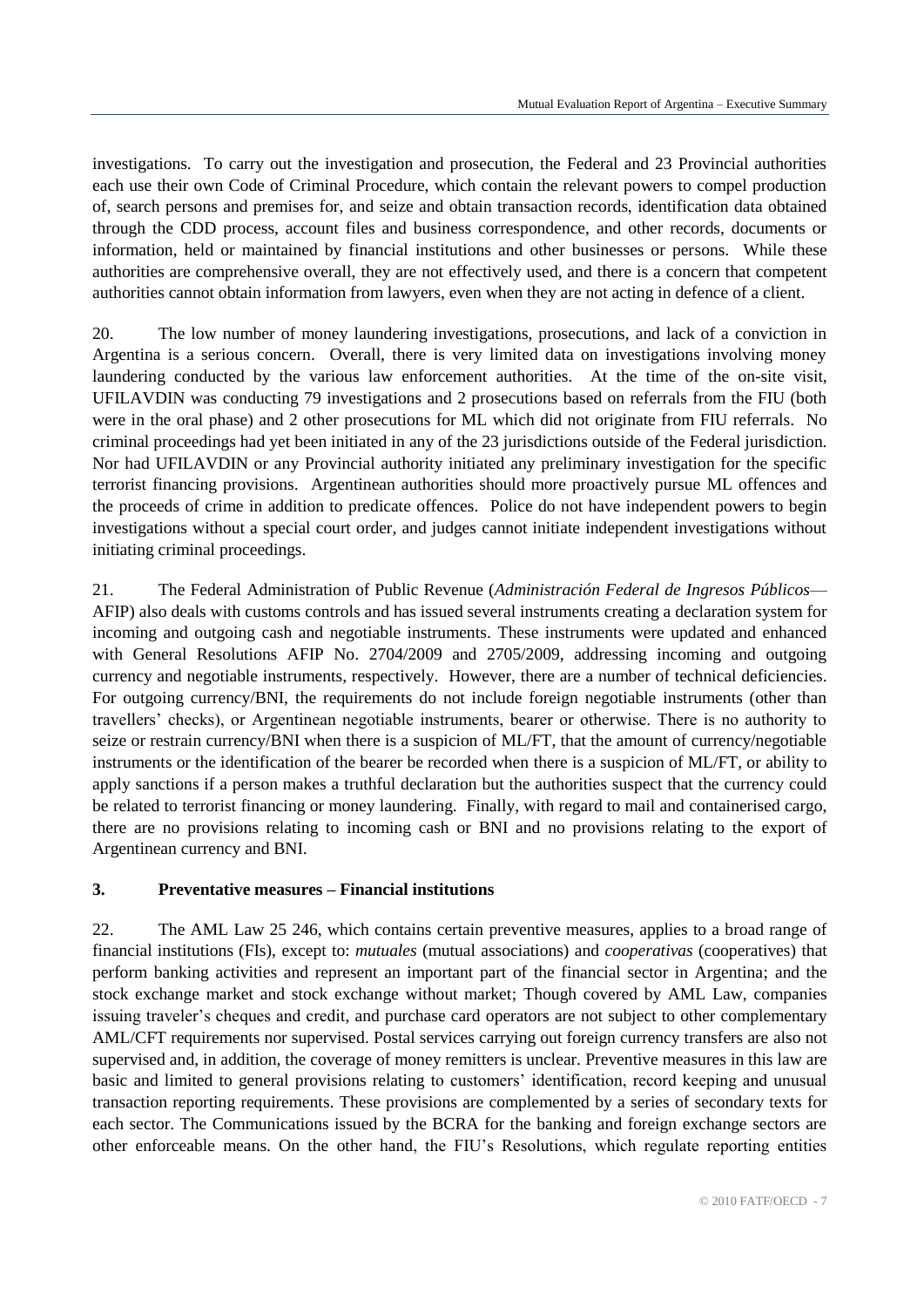investigations. To carry out the investigation and prosecution, the Federal and 23 Provincial authorities each use their own Code of Criminal Procedure, which contain the relevant powers to compel production of, search persons and premises for, and seize and obtain transaction records, identification data obtained through the CDD process, account files and business correspondence, and other records, documents or information, held or maintained by financial institutions and other businesses or persons. While these authorities are comprehensive overall, they are not effectively used, and there is a concern that competent authorities cannot obtain information from lawyers, even when they are not acting in defence of a client.

20. The low number of money laundering investigations, prosecutions, and lack of a conviction in Argentina is a serious concern. Overall, there is very limited data on investigations involving money laundering conducted by the various law enforcement authorities. At the time of the on-site visit, UFILAVDIN was conducting 79 investigations and 2 prosecutions based on referrals from the FIU (both were in the oral phase) and 2 other prosecutions for ML which did not originate from FIU referrals. No criminal proceedings had yet been initiated in any of the 23 jurisdictions outside of the Federal jurisdiction. Nor had UFILAVDIN or any Provincial authority initiated any preliminary investigation for the specific terrorist financing provisions. Argentinean authorities should more proactively pursue ML offences and the proceeds of crime in addition to predicate offences. Police do not have independent powers to begin investigations without a special court order, and judges cannot initiate independent investigations without initiating criminal proceedings.

21. The Federal Administration of Public Revenue (*Administración Federal de Ingresos Públicos*—AFIP) also deals with customs controls and has issued several instruments creating a declaration system for incoming and outgoing cash and negotiable instruments. These instruments were updated and enhanced with General Resolutions AFIP No. 2704/2009 and 2705/2009, addressing incoming and outgoing currency and negotiable instruments, respectively. However, there are a number of technical deficiencies. For outgoing currency/BNI, the requirements do not include foreign negotiable instruments (other than travellers' checks), or Argentinean negotiable instruments, bearer or otherwise. There is no authority to seize or restrain currency/BNI when there is a suspicion of ML/FT, that the amount of currency/negotiable instruments or the identification of the bearer be recorded when there is a suspicion of ML/FT, or ability to apply sanctions if a person makes a truthful declaration but the authorities suspect that the currency could be related to terrorist financing or money laundering. Finally, with regard to mail and containerised cargo, there are no provisions relating to incoming cash or BNI and no provisions relating to the export of Argentinean currency and BNI.

### 3. Preventative measures – Financial institutions

22. The AML Law 25 246, which contains certain preventive measures, applies to a broad range of financial institutions (FIs), except to: *mutuales* (mutual associations) and *cooperativas* (cooperatives) that perform banking activities and represent an important part of the financial sector in Argentina; and the stock exchange market and stock exchange without market; Though covered by AML Law, companies issuing traveler's cheques and credit, and purchase card operators are not subject to other complementary AML/CFT requirements nor supervised. Postal services carrying out foreign currency transfers are also not supervised and, in addition, the coverage of money remitters is unclear. Preventive measures in this law are basic and limited to general provisions relating to customers' identification, record keeping and unusual transaction reporting requirements. These provisions are complemented by a series of secondary texts for each sector. The Communications issued by the BCRA for the banking and foreign exchange sectors are other enforceable means. On the other hand, the FIU's Resolutions, which regulate reporting entities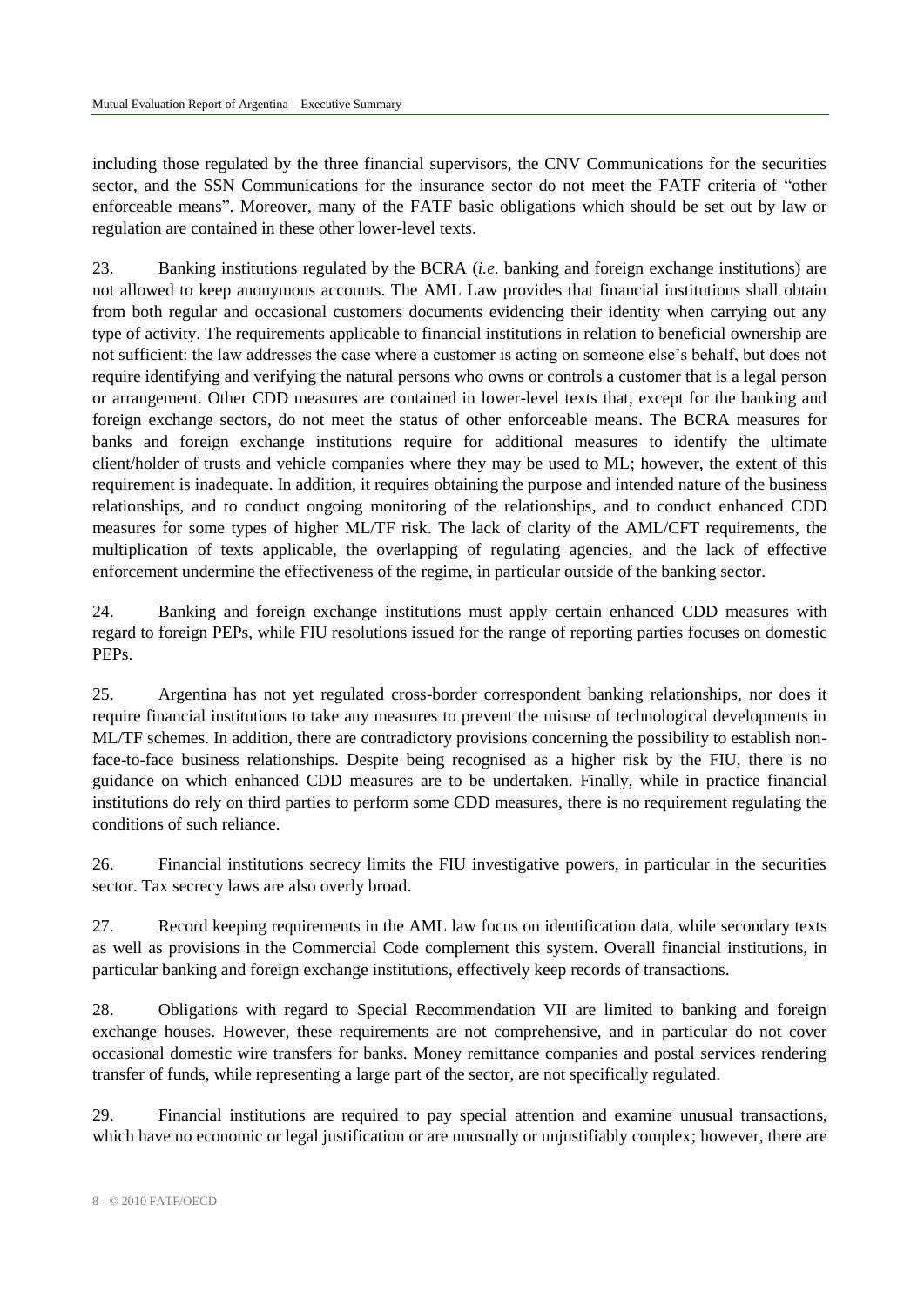including those regulated by the three financial supervisors, the CNV Communications for the securities sector, and the SSN Communications for the insurance sector do not meet the FATF criteria of "other enforceable means". Moreover, many of the FATF basic obligations which should be set out by law or regulation are contained in these other lower-level texts.

23. Banking institutions regulated by the BCRA (*i.e.* banking and foreign exchange institutions) are not allowed to keep anonymous accounts. The AML Law provides that financial institutions shall obtain from both regular and occasional customers documents evidencing their identity when carrying out any type of activity. The requirements applicable to financial institutions in relation to beneficial ownership are not sufficient: the law addresses the case where a customer is acting on someone else's behalf, but does not require identifying and verifying the natural persons who owns or controls a customer that is a legal person or arrangement. Other CDD measures are contained in lower-level texts that, except for the banking and foreign exchange sectors, do not meet the status of other enforceable means. The BCRA measures for banks and foreign exchange institutions require for additional measures to identify the ultimate client/holder of trusts and vehicle companies where they may be used to ML; however, the extent of this requirement is inadequate. In addition, it requires obtaining the purpose and intended nature of the business relationships, and to conduct ongoing monitoring of the relationships, and to conduct enhanced CDD measures for some types of higher ML/TF risk. The lack of clarity of the AML/CFT requirements, the multiplication of texts applicable, the overlapping of regulating agencies, and the lack of effective enforcement undermine the effectiveness of the regime, in particular outside of the banking sector.

24. Banking and foreign exchange institutions must apply certain enhanced CDD measures with regard to foreign PEPs, while FIU resolutions issued for the range of reporting parties focuses on domestic PEPs.

25. Argentina has not yet regulated cross-border correspondent banking relationships, nor does it require financial institutions to take any measures to prevent the misuse of technological developments in ML/TF schemes. In addition, there are contradictory provisions concerning the possibility to establish non-face-to-face business relationships. Despite being recognised as a higher risk by the FIU, there is no guidance on which enhanced CDD measures are to be undertaken. Finally, while in practice financial institutions do rely on third parties to perform some CDD measures, there is no requirement regulating the conditions of such reliance.

26. Financial institutions secrecy limits the FIU investigative powers, in particular in the securities sector. Tax secrecy laws are also overly broad.

27. Record keeping requirements in the AML law focus on identification data, while secondary texts as well as provisions in the Commercial Code complement this system. Overall financial institutions, in particular banking and foreign exchange institutions, effectively keep records of transactions.

28. Obligations with regard to Special Recommendation VII are limited to banking and foreign exchange houses. However, these requirements are not comprehensive, and in particular do not cover occasional domestic wire transfers for banks. Money remittance companies and postal services rendering transfer of funds, while representing a large part of the sector, are not specifically regulated.

29. Financial institutions are required to pay special attention and examine unusual transactions, which have no economic or legal justification or are unusually or unjustifiably complex; however, there are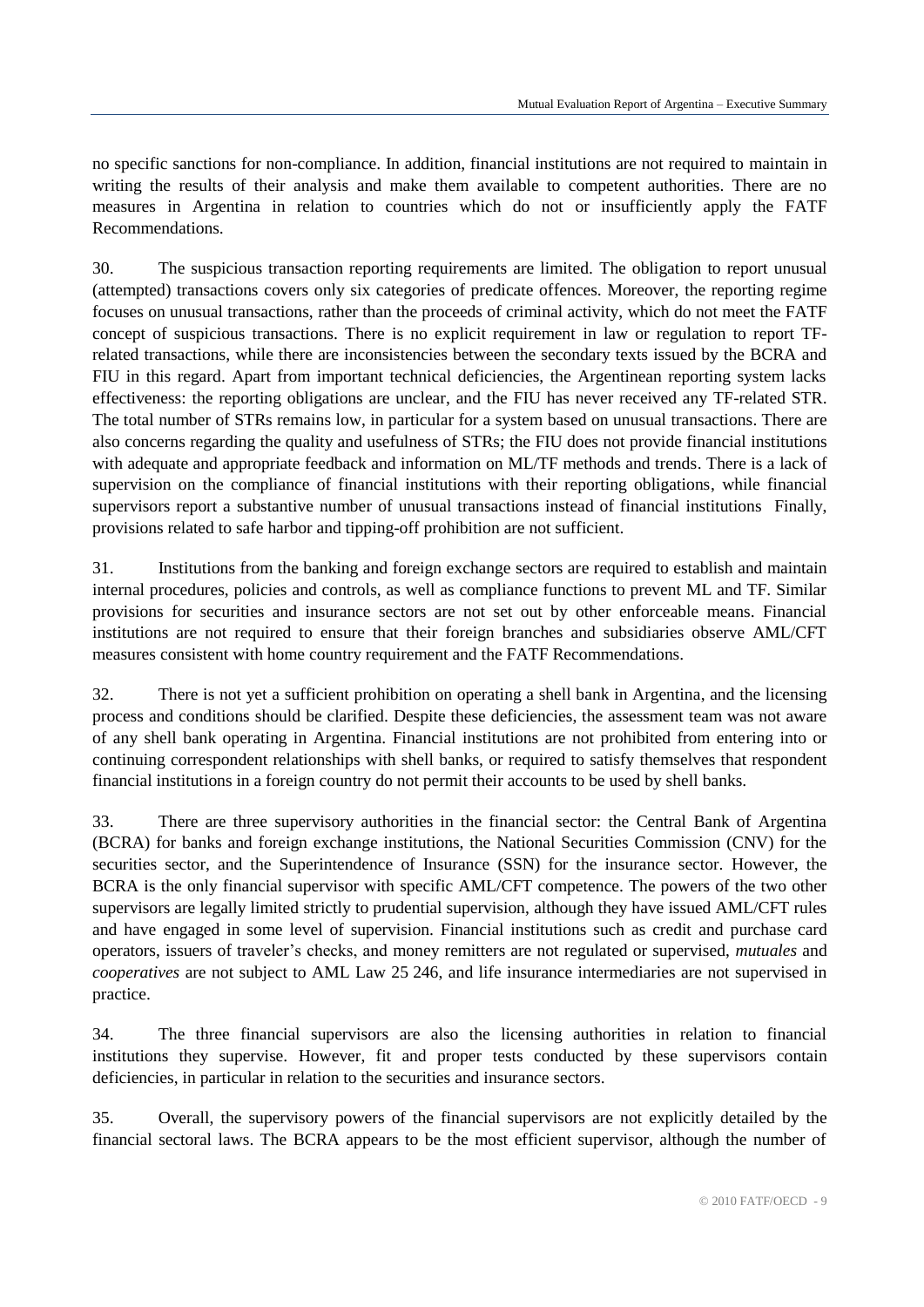no specific sanctions for non-compliance. In addition, financial institutions are not required to maintain in writing the results of their analysis and make them available to competent authorities. There are no measures in Argentina in relation to countries which do not or insufficiently apply the FATF Recommendations.

30. The suspicious transaction reporting requirements are limited. The obligation to report unusual (attempted) transactions covers only six categories of predicate offences. Moreover, the reporting regime focuses on unusual transactions, rather than the proceeds of criminal activity, which do not meet the FATF concept of suspicious transactions. There is no explicit requirement in law or regulation to report TF-related transactions, while there are inconsistencies between the secondary texts issued by the BCRA and FIU in this regard. Apart from important technical deficiencies, the Argentinean reporting system lacks effectiveness: the reporting obligations are unclear, and the FIU has never received any TF-related STR. The total number of STRs remains low, in particular for a system based on unusual transactions. There are also concerns regarding the quality and usefulness of STRs; the FIU does not provide financial institutions with adequate and appropriate feedback and information on ML/TF methods and trends. There is a lack of supervision on the compliance of financial institutions with their reporting obligations, while financial supervisors report a substantive number of unusual transactions instead of financial institutions Finally, provisions related to safe harbor and tipping-off prohibition are not sufficient.

31. Institutions from the banking and foreign exchange sectors are required to establish and maintain internal procedures, policies and controls, as well as compliance functions to prevent ML and TF. Similar provisions for securities and insurance sectors are not set out by other enforceable means. Financial institutions are not required to ensure that their foreign branches and subsidiaries observe AML/CFT measures consistent with home country requirement and the FATF Recommendations.

32. There is not yet a sufficient prohibition on operating a shell bank in Argentina, and the licensing process and conditions should be clarified. Despite these deficiencies, the assessment team was not aware of any shell bank operating in Argentina. Financial institutions are not prohibited from entering into or continuing correspondent relationships with shell banks, or required to satisfy themselves that respondent financial institutions in a foreign country do not permit their accounts to be used by shell banks.

33. There are three supervisory authorities in the financial sector: the Central Bank of Argentina (BCRA) for banks and foreign exchange institutions, the National Securities Commission (CNV) for the securities sector, and the Superintendence of Insurance (SSN) for the insurance sector. However, the BCRA is the only financial supervisor with specific AML/CFT competence. The powers of the two other supervisors are legally limited strictly to prudential supervision, although they have issued AML/CFT rules and have engaged in some level of supervision. Financial institutions such as credit and purchase card operators, issuers of traveler's checks, and money remitters are not regulated or supervised, *mutuales* and *cooperatives* are not subject to AML Law 25 246, and life insurance intermediaries are not supervised in practice.

34. The three financial supervisors are also the licensing authorities in relation to financial institutions they supervise. However, fit and proper tests conducted by these supervisors contain deficiencies, in particular in relation to the securities and insurance sectors.

35. Overall, the supervisory powers of the financial supervisors are not explicitly detailed by the financial sectoral laws. The BCRA appears to be the most efficient supervisor, although the number of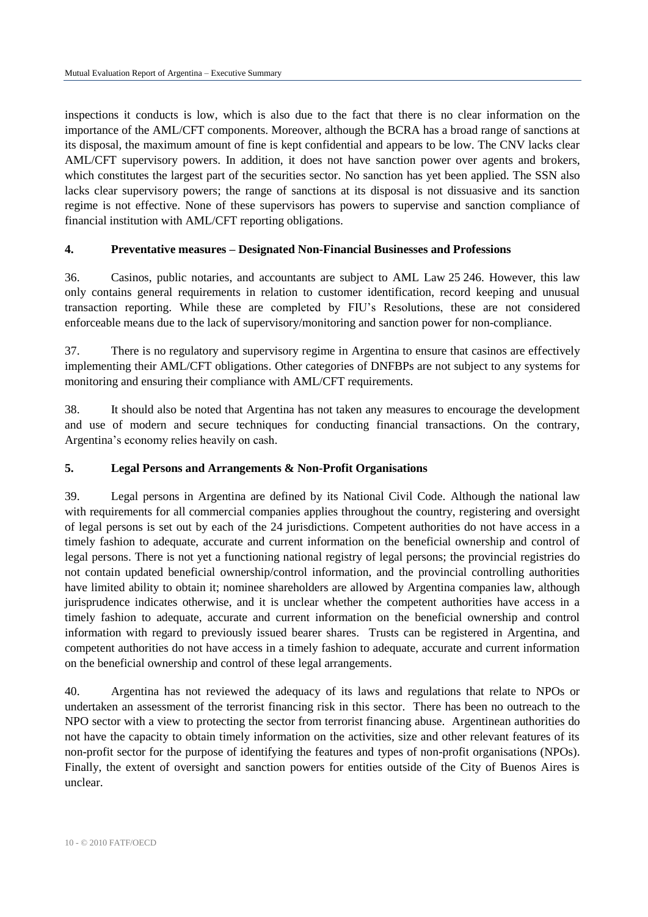inspections it conducts is low, which is also due to the fact that there is no clear information on the importance of the AML/CFT components. Moreover, although the BCRA has a broad range of sanctions at its disposal, the maximum amount of fine is kept confidential and appears to be low. The CNV lacks clear AML/CFT supervisory powers. In addition, it does not have sanction power over agents and brokers, which constitutes the largest part of the securities sector. No sanction has yet been applied. The SSN also lacks clear supervisory powers; the range of sanctions at its disposal is not dissuasive and its sanction regime is not effective. None of these supervisors has powers to supervise and sanction compliance of financial institution with AML/CFT reporting obligations.

## 4. Preventative measures – Designated Non-Financial Businesses and Professions

36. Casinos, public notaries, and accountants are subject to AML Law 25 246. However, this law only contains general requirements in relation to customer identification, record keeping and unusual transaction reporting. While these are completed by FIU's Resolutions, these are not considered enforceable means due to the lack of supervisory/monitoring and sanction power for non-compliance.

37. There is no regulatory and supervisory regime in Argentina to ensure that casinos are effectively implementing their AML/CFT obligations. Other categories of DNFBPs are not subject to any systems for monitoring and ensuring their compliance with AML/CFT requirements.

38. It should also be noted that Argentina has not taken any measures to encourage the development and use of modern and secure techniques for conducting financial transactions. On the contrary, Argentina's economy relies heavily on cash.

## 5. Legal Persons and Arrangements & Non-Profit Organisations

39. Legal persons in Argentina are defined by its National Civil Code. Although the national law with requirements for all commercial companies applies throughout the country, registering and oversight of legal persons is set out by each of the 24 jurisdictions. Competent authorities do not have access in a timely fashion to adequate, accurate and current information on the beneficial ownership and control of legal persons. There is not yet a functioning national registry of legal persons; the provincial registries do not contain updated beneficial ownership/control information, and the provincial controlling authorities have limited ability to obtain it; nominee shareholders are allowed by Argentina companies law, although jurisprudence indicates otherwise, and it is unclear whether the competent authorities have access in a timely fashion to adequate, accurate and current information on the beneficial ownership and control information with regard to previously issued bearer shares. Trusts can be registered in Argentina, and competent authorities do not have access in a timely fashion to adequate, accurate and current information on the beneficial ownership and control of these legal arrangements.

40. Argentina has not reviewed the adequacy of its laws and regulations that relate to NPOs or undertaken an assessment of the terrorist financing risk in this sector. There has been no outreach to the NPO sector with a view to protecting the sector from terrorist financing abuse. Argentinean authorities do not have the capacity to obtain timely information on the activities, size and other relevant features of its non-profit sector for the purpose of identifying the features and types of non-profit organisations (NPOs). Finally, the extent of oversight and sanction powers for entities outside of the City of Buenos Aires is unclear.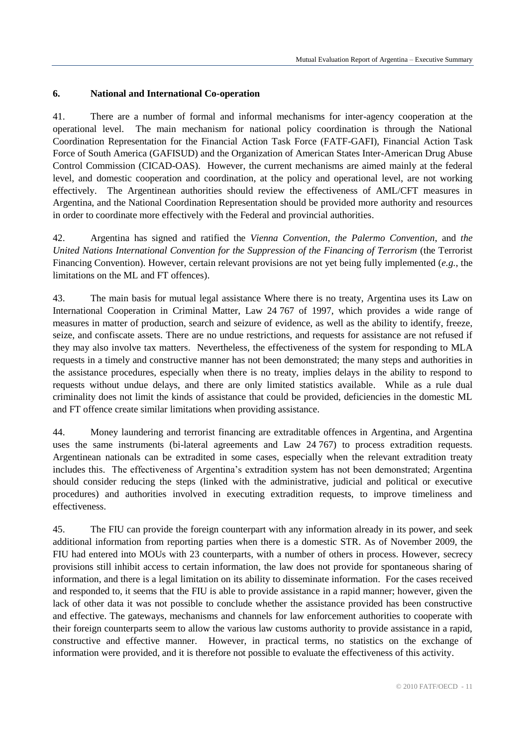## 6. National and International Co-operation

41. There are a number of formal and informal mechanisms for inter-agency cooperation at the operational level. The main mechanism for national policy coordination is through the National Coordination Representation for the Financial Action Task Force (FATF-GAFI), Financial Action Task Force of South America (GAFISUD) and the Organization of American States Inter-American Drug Abuse Control Commission (CICAD-OAS). However, the current mechanisms are aimed mainly at the federal level, and domestic cooperation and coordination, at the policy and operational level, are not working effectively. The Argentinean authorities should review the effectiveness of AML/CFT measures in Argentina, and the National Coordination Representation should be provided more authority and resources in order to coordinate more effectively with the Federal and provincial authorities.

42. Argentina has signed and ratified the *Vienna Convention*, *the Palermo Convention*, and *the United Nations International Convention for the Suppression of the Financing of Terrorism* (the Terrorist Financing Convention). However, certain relevant provisions are not yet being fully implemented (*e.g.*, the limitations on the ML and FT offences).

43. The main basis for mutual legal assistance Where there is no treaty, Argentina uses its Law on International Cooperation in Criminal Matter, Law 24 767 of 1997, which provides a wide range of measures in matter of production, search and seizure of evidence, as well as the ability to identify, freeze, seize, and confiscate assets. There are no undue restrictions, and requests for assistance are not refused if they may also involve tax matters. Nevertheless, the effectiveness of the system for responding to MLA requests in a timely and constructive manner has not been demonstrated; the many steps and authorities in the assistance procedures, especially when there is no treaty, implies delays in the ability to respond to requests without undue delays, and there are only limited statistics available. While as a rule dual criminality does not limit the kinds of assistance that could be provided, deficiencies in the domestic ML and FT offence create similar limitations when providing assistance.

44. Money laundering and terrorist financing are extraditable offences in Argentina, and Argentina uses the same instruments (bi-lateral agreements and Law 24 767) to process extradition requests. Argentinean nationals can be extradited in some cases, especially when the relevant extradition treaty includes this. The effectiveness of Argentina's extradition system has not been demonstrated; Argentina should consider reducing the steps (linked with the administrative, judicial and political or executive procedures) and authorities involved in executing extradition requests, to improve timeliness and effectiveness.

45. The FIU can provide the foreign counterpart with any information already in its power, and seek additional information from reporting parties when there is a domestic STR. As of November 2009, the FIU had entered into MOUs with 23 counterparts, with a number of others in process. However, secrecy provisions still inhibit access to certain information, the law does not provide for spontaneous sharing of information, and there is a legal limitation on its ability to disseminate information. For the cases received and responded to, it seems that the FIU is able to provide assistance in a rapid manner; however, given the lack of other data it was not possible to conclude whether the assistance provided has been constructive and effective. The gateways, mechanisms and channels for law enforcement authorities to cooperate with their foreign counterparts seem to allow the various law customs authority to provide assistance in a rapid, constructive and effective manner. However, in practical terms, no statistics on the exchange of information were provided, and it is therefore not possible to evaluate the effectiveness of this activity.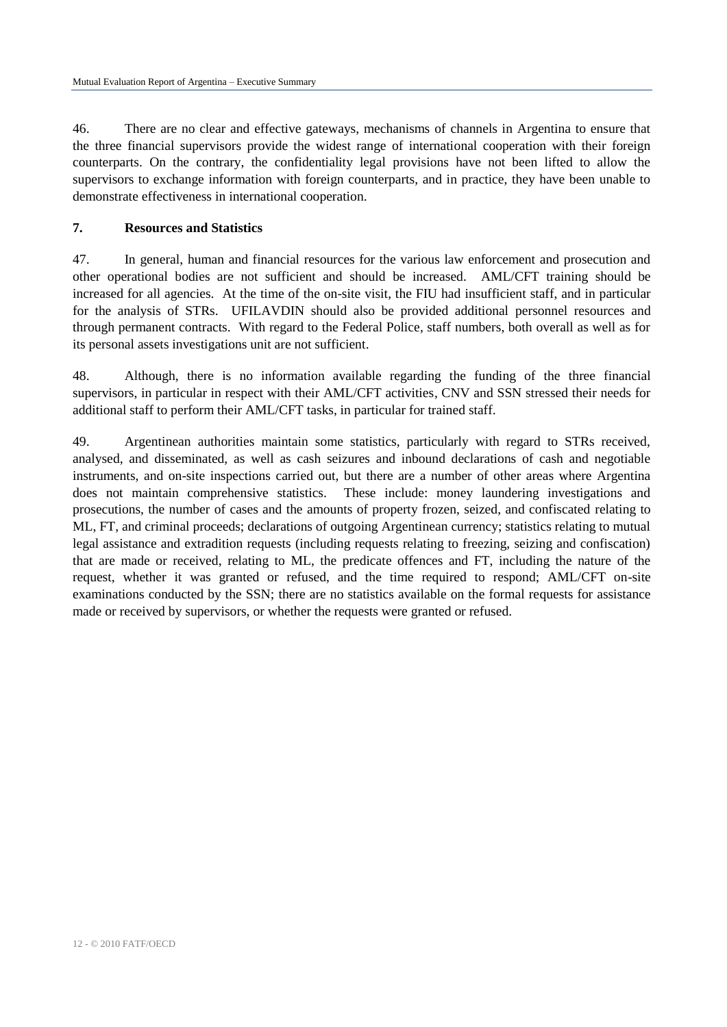46. There are no clear and effective gateways, mechanisms of channels in Argentina to ensure that the three financial supervisors provide the widest range of international cooperation with their foreign counterparts. On the contrary, the confidentiality legal provisions have not been lifted to allow the supervisors to exchange information with foreign counterparts, and in practice, they have been unable to demonstrate effectiveness in international cooperation.

## 7. Resources and Statistics

47. In general, human and financial resources for the various law enforcement and prosecution and other operational bodies are not sufficient and should be increased. AML/CFT training should be increased for all agencies. At the time of the on-site visit, the FIU had insufficient staff, and in particular for the analysis of STRs. UFILAVDIN should also be provided additional personnel resources and through permanent contracts. With regard to the Federal Police, staff numbers, both overall as well as for its personal assets investigations unit are not sufficient.

48. Although, there is no information available regarding the funding of the three financial supervisors, in particular in respect with their AML/CFT activities, CNV and SSN stressed their needs for additional staff to perform their AML/CFT tasks, in particular for trained staff.

49. Argentinean authorities maintain some statistics, particularly with regard to STRs received, analysed, and disseminated, as well as cash seizures and inbound declarations of cash and negotiable instruments, and on-site inspections carried out, but there are a number of other areas where Argentina does not maintain comprehensive statistics. These include: money laundering investigations and prosecutions, the number of cases and the amounts of property frozen, seized, and confiscated relating to ML, FT, and criminal proceeds; declarations of outgoing Argentinean currency; statistics relating to mutual legal assistance and extradition requests (including requests relating to freezing, seizing and confiscation) that are made or received, relating to ML, the predicate offences and FT, including the nature of the request, whether it was granted or refused, and the time required to respond; AML/CFT on-site examinations conducted by the SSN; there are no statistics available on the formal requests for assistance made or received by supervisors, or whether the requests were granted or refused.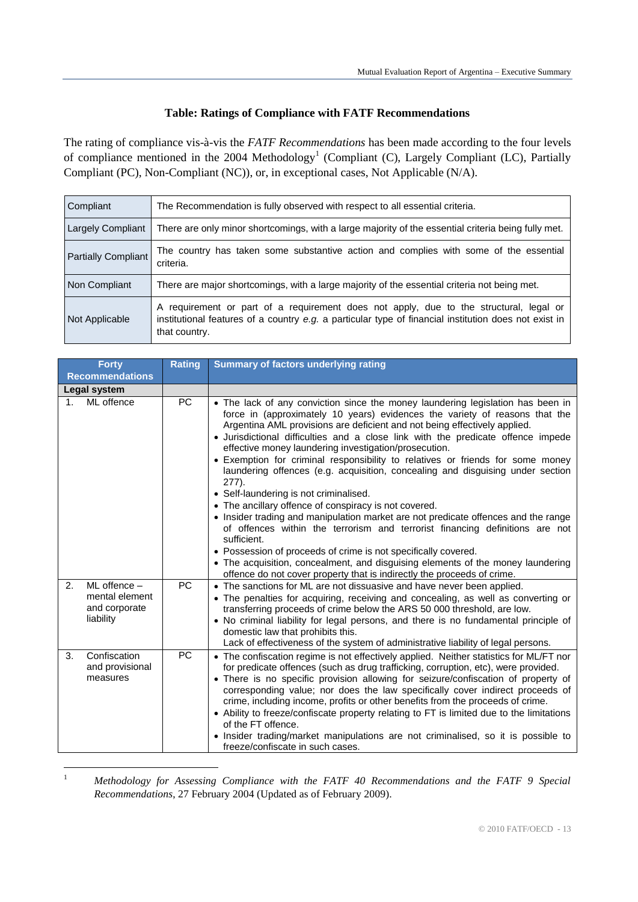### Table: Ratings of Compliance with FATF Recommendations

The rating of compliance vis-à-vis the *FATF Recommendations* has been made according to the four levels of compliance mentioned in the 2004 Methodology[1] (Compliant (C), Largely Compliant (LC), Partially Compliant (PC), Non-Compliant (NC)), or, in exceptional cases, Not Applicable (N/A).

| | |
|---|---|
| Compliant | The Recommendation is fully observed with respect to all essential criteria. |
| Largely Compliant | There are only minor shortcomings, with a large majority of the essential criteria being fully met. |
| Partially Compliant | The country has taken some substantive action and complies with some of the essential criteria. |
| Non Compliant | There are major shortcomings, with a large majority of the essential criteria not being met. |
| Not Applicable | A requirement or part of a requirement does not apply, due to the structural, legal or institutional features of a country *e.g.* a particular type of financial institution does not exist in that country. |

| Forty Recommendations | Rating | Summary of factors underlying rating |
|---|---|---|
| **Legal system** | | |
| 1. ML offence | PC | • The lack of any conviction since the money laundering legislation has been in force in (approximately 10 years) evidences the variety of reasons that the Argentina AML provisions are deficient and not being effectively applied.<br>• Jurisdictional difficulties and a close link with the predicate offence impede effective money laundering investigation/prosecution.<br>• Exemption for criminal responsibility to relatives or friends for some money laundering offences (e.g. acquisition, concealing and disguising under section 277).<br>• Self-laundering is not criminalised.<br>• The ancillary offence of conspiracy is not covered.<br>• Insider trading and manipulation market are not predicate offences and the range of offences within the terrorism and terrorist financing definitions are not sufficient.<br>• Possession of proceeds of crime is not specifically covered.<br>• The acquisition, concealment, and disguising elements of the money laundering offence do not cover property that is indirectly the proceeds of crime. |
| 2. ML offence – mental element and corporate liability | PC | • The sanctions for ML are not dissuasive and have never been applied.<br>• The penalties for acquiring, receiving and concealing, as well as converting or transferring proceeds of crime below the ARS 50 000 threshold, are low.<br>• No criminal liability for legal persons, and there is no fundamental principle of domestic law that prohibits this.<br>Lack of effectiveness of the system of administrative liability of legal persons. |
| 3. Confiscation and provisional measures | PC | • The confiscation regime is not effectively applied. Neither statistics for ML/FT nor for predicate offences (such as drug trafficking, corruption, etc), were provided.<br>• There is no specific provision allowing for seizure/confiscation of property of corresponding value; nor does the law specifically cover indirect proceeds of crime, including income, profits or other benefits from the proceeds of crime.<br>• Ability to freeze/confiscate property relating to FT is limited due to the limitations of the FT offence.<br>• Insider trading/market manipulations are not criminalised, so it is possible to freeze/confiscate in such cases. |

[1] *Methodology for Assessing Compliance with the FATF 40 Recommendations and the FATF 9 Special Recommendations*, 27 February 2004 (Updated as of February 2009).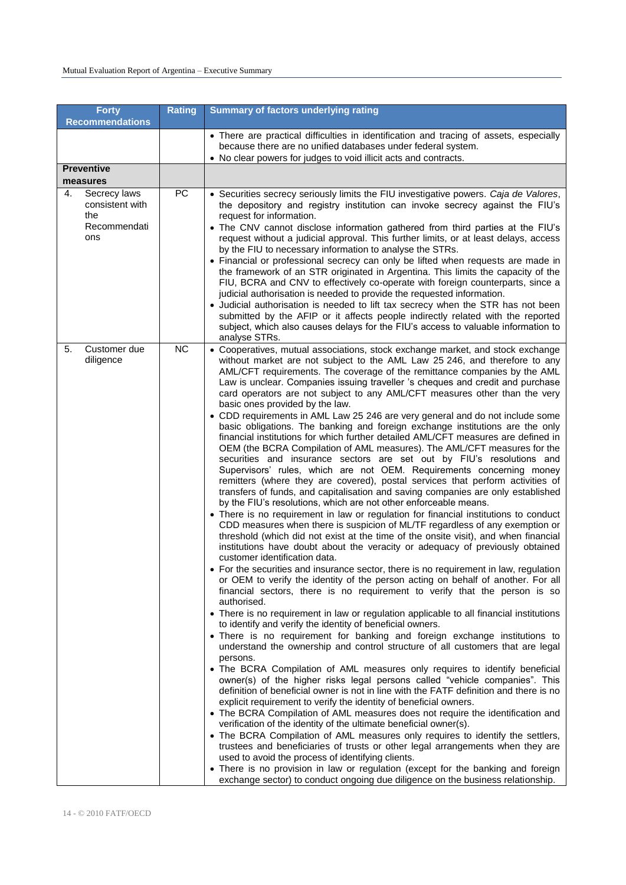| Forty Recommendations | Rating | Summary of factors underlying rating |
|---|---|---|
| | | • There are practical difficulties in identification and tracing of assets, especially because there are no unified databases under federal system.<br>• No clear powers for judges to void illicit acts and contracts. |
| **Preventive measures** | | |
| 4. Secrecy laws consistent with the Recommendations | PC | • Securities secrecy seriously limits the FIU investigative powers. *Caja de Valores*, the depository and registry institution can invoke secrecy against the FIU's request for information.<br>• The CNV cannot disclose information gathered from third parties at the FIU's request without a judicial approval. This further limits, or at least delays, access by the FIU to necessary information to analyse the STRs.<br>• Financial or professional secrecy can only be lifted when requests are made in the framework of an STR originated in Argentina. This limits the capacity of the FIU, BCRA and CNV to effectively co-operate with foreign counterparts, since a judicial authorisation is needed to provide the requested information.<br>• Judicial authorisation is needed to lift tax secrecy when the STR has not been submitted by the AFIP or it affects people indirectly related with the reported subject, which also causes delays for the FIU's access to valuable information to analyse STRs. |
| 5. Customer due diligence | NC | • Cooperatives, mutual associations, stock exchange market, and stock exchange without market are not subject to the AML Law 25 246, and therefore to any AML/CFT requirements. The coverage of the remittance companies by the AML Law is unclear. Companies issuing traveller 's cheques and credit and purchase card operators are not subject to any AML/CFT measures other than the very basic ones provided by the law.<br>• CDD requirements in AML Law 25 246 are very general and do not include some basic obligations. The banking and foreign exchange institutions are the only financial institutions for which further detailed AML/CFT measures are defined in OEM (the BCRA Compilation of AML measures). The AML/CFT measures for the securities and insurance sectors are set out by FIU's resolutions and Supervisors' rules, which are not OEM. Requirements concerning money remitters (where they are covered), postal services that perform activities of transfers of funds, and capitalisation and saving companies are only established by the FIU's resolutions, which are not other enforceable means.<br>• There is no requirement in law or regulation for financial institutions to conduct CDD measures when there is suspicion of ML/TF regardless of any exemption or threshold (which did not exist at the time of the onsite visit), and when financial institutions have doubt about the veracity or adequacy of previously obtained customer identification data.<br>• For the securities and insurance sector, there is no requirement in law, regulation or OEM to verify the identity of the person acting on behalf of another. For all financial sectors, there is no requirement to verify that the person is so authorised.<br>• There is no requirement in law or regulation applicable to all financial institutions to identify and verify the identity of beneficial owners.<br>• There is no requirement for banking and foreign exchange institutions to understand the ownership and control structure of all customers that are legal persons.<br>• The BCRA Compilation of AML measures only requires to identify beneficial owner(s) of the higher risks legal persons called "vehicle companies". This definition of beneficial owner is not in line with the FATF definition and there is no explicit requirement to verify the identity of beneficial owners.<br>• The BCRA Compilation of AML measures does not require the identification and verification of the identity of the ultimate beneficial owner(s).<br>• The BCRA Compilation of AML measures only requires to identify the settlers, trustees and beneficiaries of trusts or other legal arrangements when they are used to avoid the process of identifying clients.<br>• There is no provision in law or regulation (except for the banking and foreign exchange sector) to conduct ongoing due diligence on the business relationship. |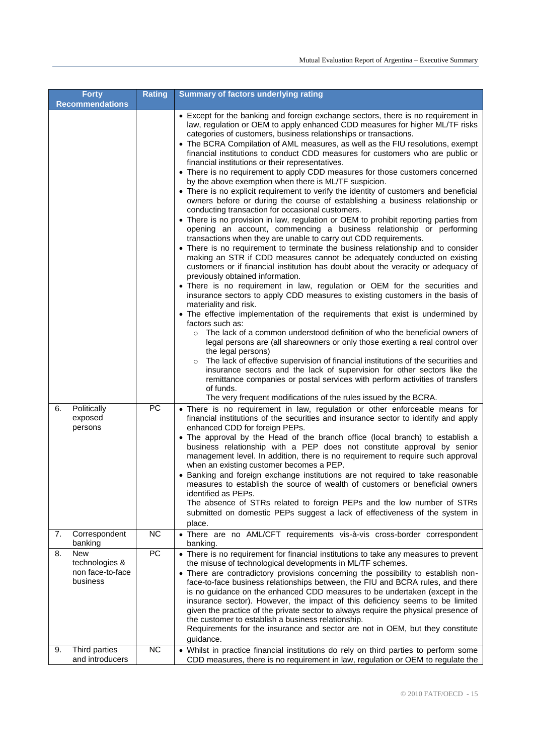| Forty Recommendations | Rating | Summary of factors underlying rating |
|---|---|---|
| | | • Except for the banking and foreign exchange sectors, there is no requirement in law, regulation or OEM to apply enhanced CDD measures for higher ML/TF risks categories of customers, business relationships or transactions.<br>• The BCRA Compilation of AML measures, as well as the FIU resolutions, exempt financial institutions to conduct CDD measures for customers who are public or financial institutions or their representatives.<br>• There is no requirement to apply CDD measures for those customers concerned by the above exemption when there is ML/TF suspicion.<br>• There is no explicit requirement to verify the identity of customers and beneficial owners before or during the course of establishing a business relationship or conducting transaction for occasional customers.<br>• There is no provision in law, regulation or OEM to prohibit reporting parties from opening an account, commencing a business relationship or performing transactions when they are unable to carry out CDD requirements.<br>• There is no requirement to terminate the business relationship and to consider making an STR if CDD measures cannot be adequately conducted on existing customers or if financial institution has doubt about the veracity or adequacy of previously obtained information.<br>• There is no requirement in law, regulation or OEM for the securities and insurance sectors to apply CDD measures to existing customers in the basis of materiality and risk.<br>• The effective implementation of the requirements that exist is undermined by factors such as:<br>&nbsp;&nbsp;○ The lack of a common understood definition of who the beneficial owners of legal persons are (all shareowners or only those exerting a real control over the legal persons)<br>&nbsp;&nbsp;○ The lack of effective supervision of financial institutions of the securities and insurance sectors and the lack of supervision for other sectors like the remittance companies or postal services with perform activities of transfers of funds.<br>&nbsp;&nbsp;The very frequent modifications of the rules issued by the BCRA. |
| 6. Politically exposed persons | PC | • There is no requirement in law, regulation or other enforceable means for financial institutions of the securities and insurance sector to identify and apply enhanced CDD for foreign PEPs.<br>• The approval by the Head of the branch office (local branch) to establish a business relationship with a PEP does not constitute approval by senior management level. In addition, there is no requirement to require such approval when an existing customer becomes a PEP.<br>• Banking and foreign exchange institutions are not required to take reasonable measures to establish the source of wealth of customers or beneficial owners identified as PEPs.<br>The absence of STRs related to foreign PEPs and the low number of STRs submitted on domestic PEPs suggest a lack of effectiveness of the system in place. |
| 7. Correspondent banking | NC | • There are no AML/CFT requirements vis-à-vis cross-border correspondent banking. |
| 8. New technologies & non face-to-face business | PC | • There is no requirement for financial institutions to take any measures to prevent the misuse of technological developments in ML/TF schemes.<br>• There are contradictory provisions concerning the possibility to establish non-face-to-face business relationships between, the FIU and BCRA rules, and there is no guidance on the enhanced CDD measures to be undertaken (except in the insurance sector). However, the impact of this deficiency seems to be limited given the practice of the private sector to always require the physical presence of the customer to establish a business relationship.<br>Requirements for the insurance and sector are not in OEM, but they constitute guidance. |
| 9. Third parties and introducers | NC | • Whilst in practice financial institutions do rely on third parties to perform some CDD measures, there is no requirement in law, regulation or OEM to regulate the |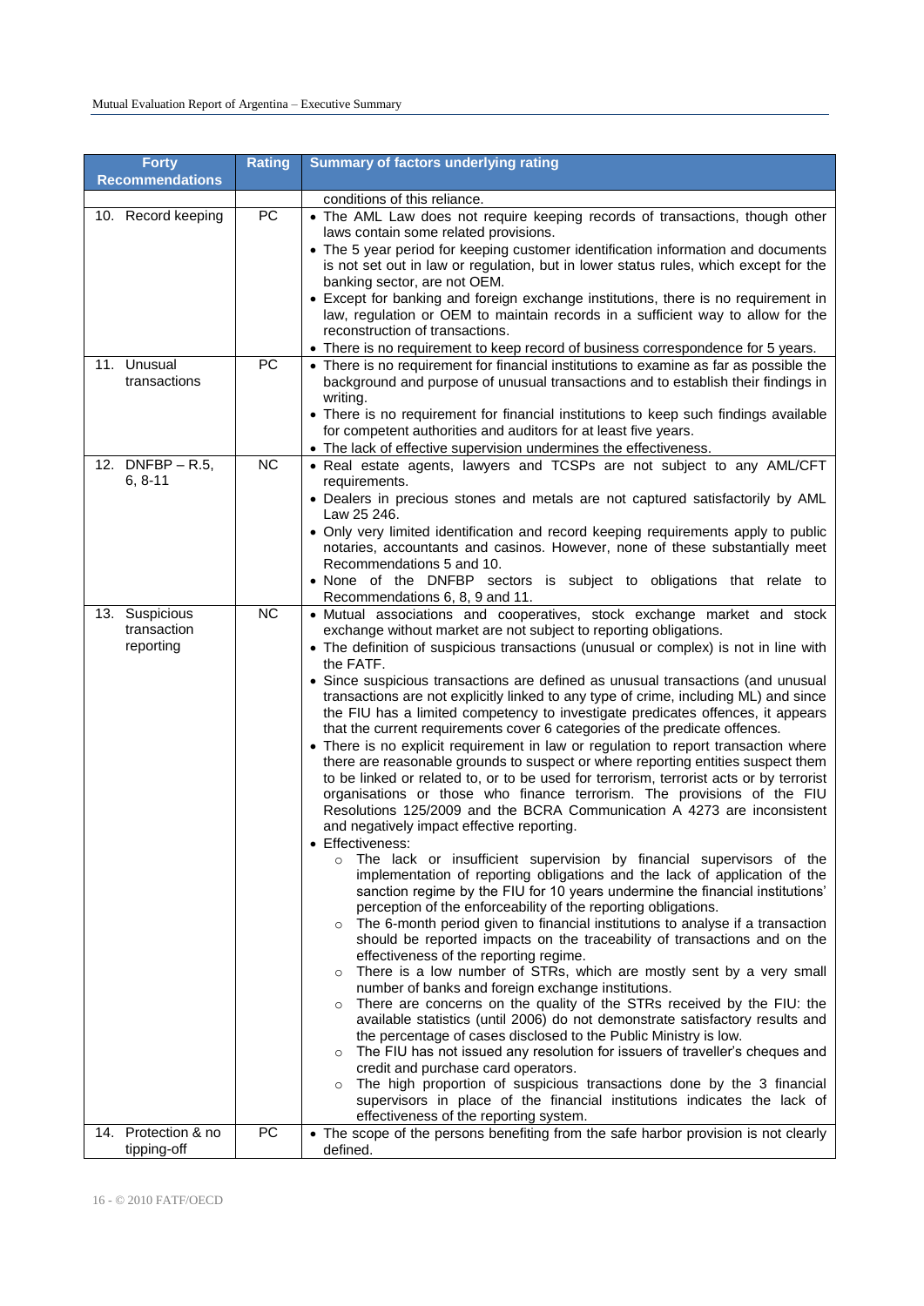| Forty Recommendations | Rating | Summary of factors underlying rating |
|---|---|---|
| | | conditions of this reliance. |
| 10. Record keeping | PC | • The AML Law does not require keeping records of transactions, though other laws contain some related provisions.<br>• The 5 year period for keeping customer identification information and documents is not set out in law or regulation, but in lower status rules, which except for the banking sector, are not OEM.<br>• Except for banking and foreign exchange institutions, there is no requirement in law, regulation or OEM to maintain records in a sufficient way to allow for the reconstruction of transactions.<br>• There is no requirement to keep record of business correspondence for 5 years. |
| 11. Unusual transactions | PC | • There is no requirement for financial institutions to examine as far as possible the background and purpose of unusual transactions and to establish their findings in writing.<br>• There is no requirement for financial institutions to keep such findings available for competent authorities and auditors for at least five years.<br>• The lack of effective supervision undermines the effectiveness. |
| 12. DNFBP – R.5, 6, 8-11 | NC | • Real estate agents, lawyers and TCSPs are not subject to any AML/CFT requirements.<br>• Dealers in precious stones and metals are not captured satisfactorily by AML Law 25 246.<br>• Only very limited identification and record keeping requirements apply to public notaries, accountants and casinos. However, none of these substantially meet Recommendations 5 and 10.<br>• None of the DNFBP sectors is subject to obligations that relate to Recommendations 6, 8, 9 and 11. |
| 13. Suspicious transaction reporting | NC | • Mutual associations and cooperatives, stock exchange market and stock exchange without market are not subject to reporting obligations.<br>• The definition of suspicious transactions (unusual or complex) is not in line with the FATF.<br>• Since suspicious transactions are defined as unusual transactions (and unusual transactions are not explicitly linked to any type of crime, including ML) and since the FIU has a limited competency to investigate predicates offences, it appears that the current requirements cover 6 categories of the predicate offences.<br>• There is no explicit requirement in law or regulation to report transaction where there are reasonable grounds to suspect or where reporting entities suspect them to be linked or related to, or to be used for terrorism, terrorist acts or by terrorist organisations or those who finance terrorism. The provisions of the FIU Resolutions 125/2009 and the BCRA Communication A 4273 are inconsistent and negatively impact effective reporting.<br>• Effectiveness:<br>○ The lack or insufficient supervision by financial supervisors of the implementation of reporting obligations and the lack of application of the sanction regime by the FIU for 10 years undermine the financial institutions' perception of the enforceability of the reporting obligations.<br>○ The 6-month period given to financial institutions to analyse if a transaction should be reported impacts on the traceability of transactions and on the effectiveness of the reporting regime.<br>○ There is a low number of STRs, which are mostly sent by a very small number of banks and foreign exchange institutions.<br>○ There are concerns on the quality of the STRs received by the FIU: the available statistics (until 2006) do not demonstrate satisfactory results and the percentage of cases disclosed to the Public Ministry is low.<br>○ The FIU has not issued any resolution for issuers of traveller's cheques and credit and purchase card operators.<br>○ The high proportion of suspicious transactions done by the 3 financial supervisors in place of the financial institutions indicates the lack of effectiveness of the reporting system. |
| 14. Protection & no tipping-off | PC | • The scope of the persons benefiting from the safe harbor provision is not clearly defined. |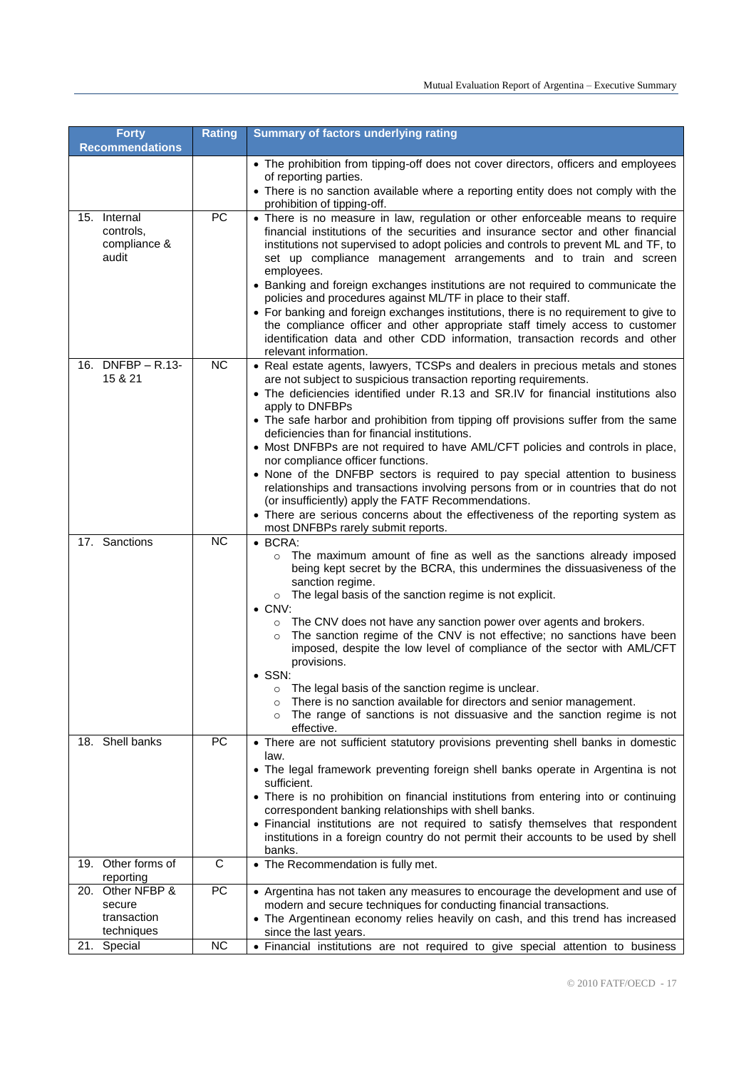| Forty Recommendations | Rating | Summary of factors underlying rating |
|---|---|---|
| | | • The prohibition from tipping-off does not cover directors, officers and employees of reporting parties.<br>• There is no sanction available where a reporting entity does not comply with the prohibition of tipping-off. |
| 15. Internal controls, compliance & audit | PC | • There is no measure in law, regulation or other enforceable means to require financial institutions of the securities and insurance sector and other financial institutions not supervised to adopt policies and controls to prevent ML and TF, to set up compliance management arrangements and to train and screen employees.<br>• Banking and foreign exchanges institutions are not required to communicate the policies and procedures against ML/TF in place to their staff.<br>• For banking and foreign exchanges institutions, there is no requirement to give to the compliance officer and other appropriate staff timely access to customer identification data and other CDD information, transaction records and other relevant information. |
| 16. DNFBP – R.13-15 & 21 | NC | • Real estate agents, lawyers, TCSPs and dealers in precious metals and stones are not subject to suspicious transaction reporting requirements.<br>• The deficiencies identified under R.13 and SR.IV for financial institutions also apply to DNFBPs<br>• The safe harbor and prohibition from tipping off provisions suffer from the same deficiencies than for financial institutions.<br>• Most DNFBPs are not required to have AML/CFT policies and controls in place, nor compliance officer functions.<br>• None of the DNFBP sectors is required to pay special attention to business relationships and transactions involving persons from or in countries that do not (or insufficiently) apply the FATF Recommendations.<br>• There are serious concerns about the effectiveness of the reporting system as most DNFBPs rarely submit reports. |
| 17. Sanctions | NC | • BCRA:<br>○ The maximum amount of fine as well as the sanctions already imposed being kept secret by the BCRA, this undermines the dissuasiveness of the sanction regime.<br>○ The legal basis of the sanction regime is not explicit.<br>• CNV:<br>○ The CNV does not have any sanction power over agents and brokers.<br>○ The sanction regime of the CNV is not effective; no sanctions have been imposed, despite the low level of compliance of the sector with AML/CFT provisions.<br>• SSN:<br>○ The legal basis of the sanction regime is unclear.<br>○ There is no sanction available for directors and senior management.<br>○ The range of sanctions is not dissuasive and the sanction regime is not effective. |
| 18. Shell banks | PC | • There are not sufficient statutory provisions preventing shell banks in domestic law.<br>• The legal framework preventing foreign shell banks operate in Argentina is not sufficient.<br>• There is no prohibition on financial institutions from entering into or continuing correspondent banking relationships with shell banks.<br>• Financial institutions are not required to satisfy themselves that respondent institutions in a foreign country do not permit their accounts to be used by shell banks. |
| 19. Other forms of reporting | C | • The Recommendation is fully met. |
| 20. Other NFBP & secure transaction techniques | PC | • Argentina has not taken any measures to encourage the development and use of modern and secure techniques for conducting financial transactions.<br>• The Argentinean economy relies heavily on cash, and this trend has increased since the last years. |
| 21. Special | NC | • Financial institutions are not required to give special attention to business |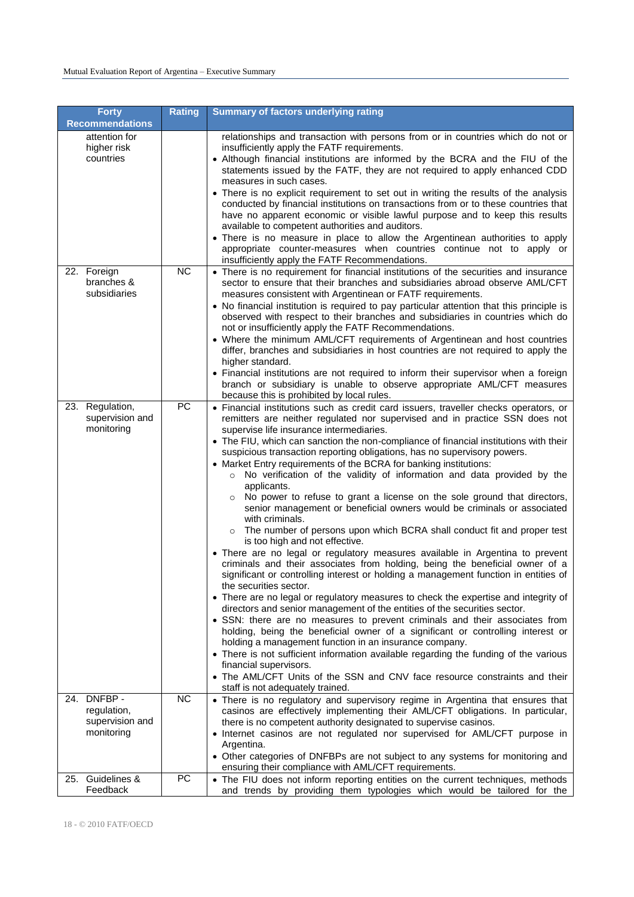| Forty Recommendations | Rating | Summary of factors underlying rating |
|---|---|---|
| attention for higher risk countries | | relationships and transaction with persons from or in countries which do not or insufficiently apply the FATF requirements.<br>• Although financial institutions are informed by the BCRA and the FIU of the statements issued by the FATF, they are not required to apply enhanced CDD measures in such cases.<br>• There is no explicit requirement to set out in writing the results of the analysis conducted by financial institutions on transactions from or to these countries that have no apparent economic or visible lawful purpose and to keep this results available to competent authorities and auditors.<br>• There is no measure in place to allow the Argentinean authorities to apply appropriate counter-measures when countries continue not to apply or insufficiently apply the FATF Recommendations. |
| 22. Foreign branches & subsidiaries | NC | • There is no requirement for financial institutions of the securities and insurance sector to ensure that their branches and subsidiaries abroad observe AML/CFT measures consistent with Argentinean or FATF requirements.<br>• No financial institution is required to pay particular attention that this principle is observed with respect to their branches and subsidiaries in countries which do not or insufficiently apply the FATF Recommendations.<br>• Where the minimum AML/CFT requirements of Argentinean and host countries differ, branches and subsidiaries in host countries are not required to apply the higher standard.<br>• Financial institutions are not required to inform their supervisor when a foreign branch or subsidiary is unable to observe appropriate AML/CFT measures because this is prohibited by local rules. |
| 23. Regulation, supervision and monitoring | PC | • Financial institutions such as credit card issuers, traveller checks operators, or remitters are neither regulated nor supervised and in practice SSN does not supervise life insurance intermediaries.<br>• The FIU, which can sanction the non-compliance of financial institutions with their suspicious transaction reporting obligations, has no supervisory powers.<br>• Market Entry requirements of the BCRA for banking institutions:<br>&nbsp;&nbsp;○ No verification of the validity of information and data provided by the applicants.<br>&nbsp;&nbsp;○ No power to refuse to grant a license on the sole ground that directors, senior management or beneficial owners would be criminals or associated with criminals.<br>&nbsp;&nbsp;○ The number of persons upon which BCRA shall conduct fit and proper test is too high and not effective.<br>• There are no legal or regulatory measures available in Argentina to prevent criminals and their associates from holding, being the beneficial owner of a significant or controlling interest or holding a management function in entities of the securities sector.<br>• There are no legal or regulatory measures to check the expertise and integrity of directors and senior management of the entities of the securities sector.<br>• SSN: there are no measures to prevent criminals and their associates from holding, being the beneficial owner of a significant or controlling interest or holding a management function in an insurance company.<br>• There is not sufficient information available regarding the funding of the various financial supervisors.<br>• The AML/CFT Units of the SSN and CNV face resource constraints and their staff is not adequately trained. |
| 24. DNFBP - regulation, supervision and monitoring | NC | • There is no regulatory and supervisory regime in Argentina that ensures that casinos are effectively implementing their AML/CFT obligations. In particular, there is no competent authority designated to supervise casinos.<br>• Internet casinos are not regulated nor supervised for AML/CFT purpose in Argentina.<br>• Other categories of DNFBPs are not subject to any systems for monitoring and ensuring their compliance with AML/CFT requirements. |
| 25. Guidelines & Feedback | PC | • The FIU does not inform reporting entities on the current techniques, methods and trends by providing them typologies which would be tailored for the |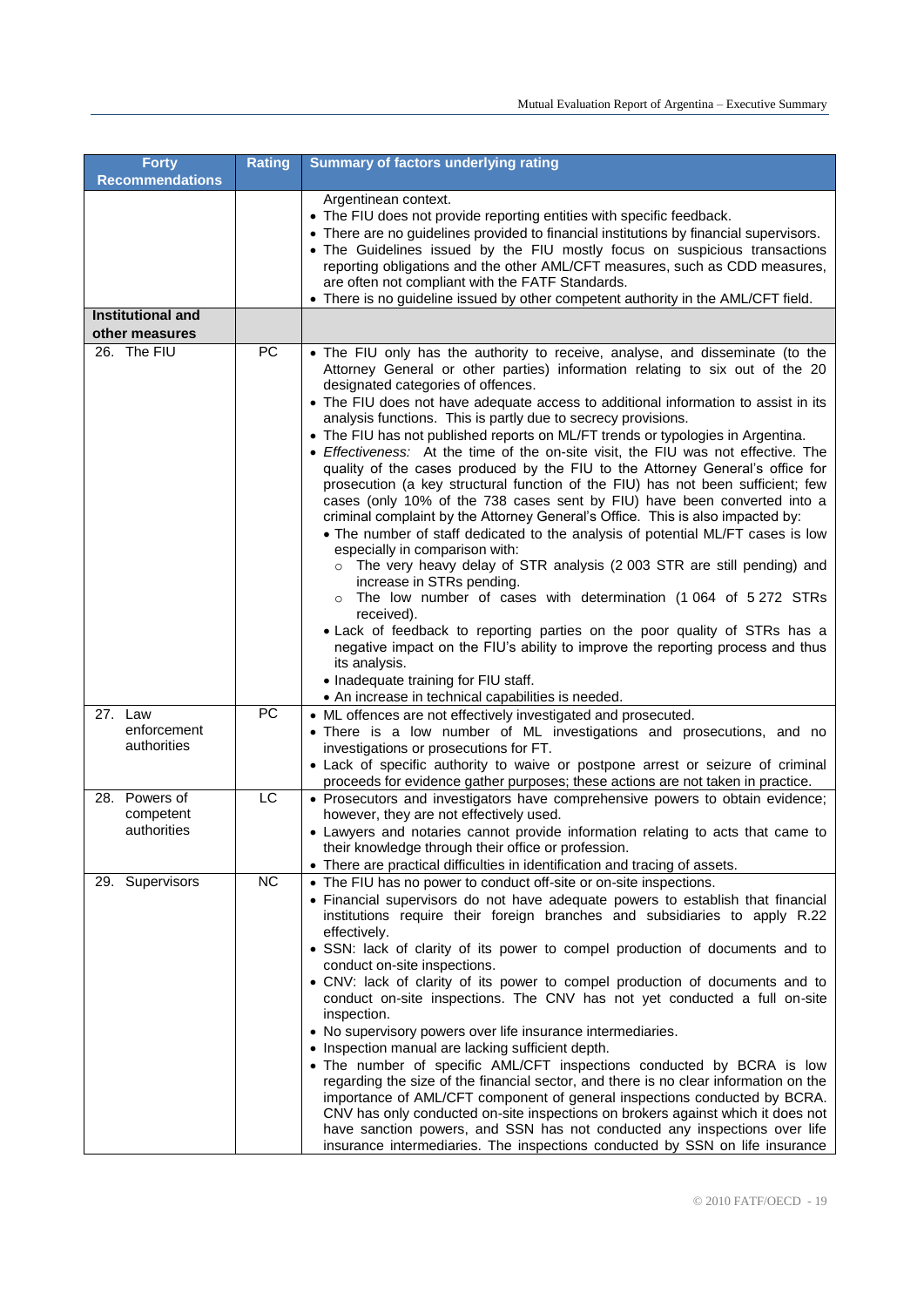| Forty Recommendations | Rating | Summary of factors underlying rating |
|---|---|---|
| | | Argentinean context.<br>• The FIU does not provide reporting entities with specific feedback.<br>• There are no guidelines provided to financial institutions by financial supervisors.<br>• The Guidelines issued by the FIU mostly focus on suspicious transactions reporting obligations and the other AML/CFT measures, such as CDD measures, are often not compliant with the FATF Standards.<br>• There is no guideline issued by other competent authority in the AML/CFT field. |
| **Institutional and other measures** | | |
| 26. The FIU | PC | • The FIU only has the authority to receive, analyse, and disseminate (to the Attorney General or other parties) information relating to six out of the 20 designated categories of offences.<br>• The FIU does not have adequate access to additional information to assist in its analysis functions. This is partly due to secrecy provisions.<br>• The FIU has not published reports on ML/FT trends or typologies in Argentina.<br>• *Effectiveness:* At the time of the on-site visit, the FIU was not effective. The quality of the cases produced by the FIU to the Attorney General's office for prosecution (a key structural function of the FIU) has not been sufficient; few cases (only 10% of the 738 cases sent by FIU) have been converted into a criminal complaint by the Attorney General's Office. This is also impacted by:<br>• The number of staff dedicated to the analysis of potential ML/FT cases is low especially in comparison with:<br>○ The very heavy delay of STR analysis (2 003 STR are still pending) and increase in STRs pending.<br>○ The low number of cases with determination (1 064 of 5 272 STRs received).<br>• Lack of feedback to reporting parties on the poor quality of STRs has a negative impact on the FIU's ability to improve the reporting process and thus its analysis.<br>• Inadequate training for FIU staff.<br>• An increase in technical capabilities is needed. |
| 27. Law enforcement authorities | PC | • ML offences are not effectively investigated and prosecuted.<br>• There is a low number of ML investigations and prosecutions, and no investigations or prosecutions for FT.<br>• Lack of specific authority to waive or postpone arrest or seizure of criminal proceeds for evidence gather purposes; these actions are not taken in practice. |
| 28. Powers of competent authorities | LC | • Prosecutors and investigators have comprehensive powers to obtain evidence; however, they are not effectively used.<br>• Lawyers and notaries cannot provide information relating to acts that came to their knowledge through their office or profession.<br>• There are practical difficulties in identification and tracing of assets. |
| 29. Supervisors | NC | • The FIU has no power to conduct off-site or on-site inspections.<br>• Financial supervisors do not have adequate powers to establish that financial institutions require their foreign branches and subsidiaries to apply R.22 effectively.<br>• SSN: lack of clarity of its power to compel production of documents and to conduct on-site inspections.<br>• CNV: lack of clarity of its power to compel production of documents and to conduct on-site inspections. The CNV has not yet conducted a full on-site inspection.<br>• No supervisory powers over life insurance intermediaries.<br>• Inspection manual are lacking sufficient depth.<br>• The number of specific AML/CFT inspections conducted by BCRA is low regarding the size of the financial sector, and there is no clear information on the importance of AML/CFT component of general inspections conducted by BCRA. CNV has only conducted on-site inspections on brokers against which it does not have sanction powers, and SSN has not conducted any inspections over life insurance intermediaries. The inspections conducted by SSN on life insurance |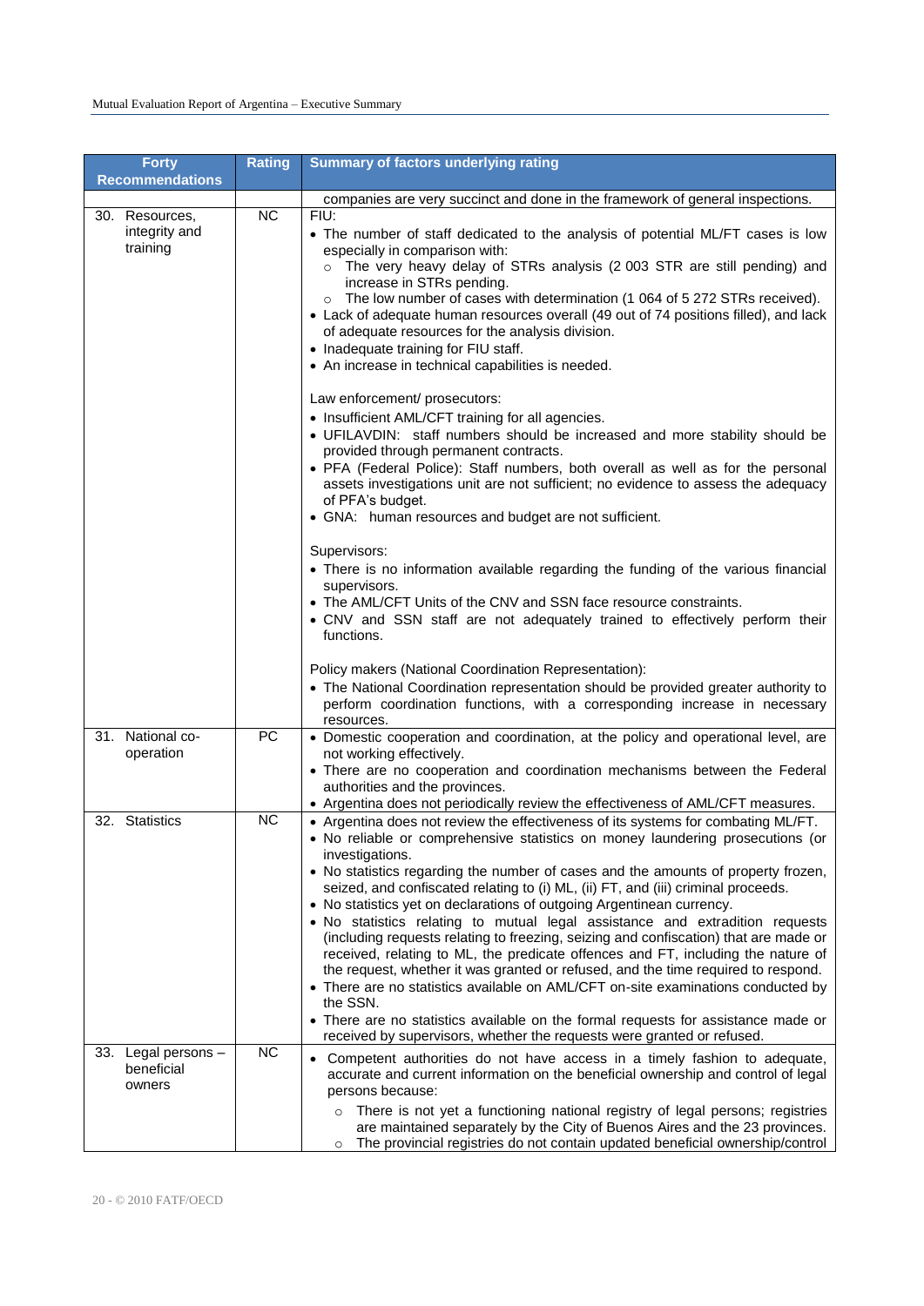| Forty Recommendations | Rating | Summary of factors underlying rating |
|---|---|---|
| | | companies are very succinct and done in the framework of general inspections. |
| 30. Resources, integrity and training | NC | FIU:<br>• The number of staff dedicated to the analysis of potential ML/FT cases is low especially in comparison with:<br>&nbsp;&nbsp;○ The very heavy delay of STRs analysis (2 003 STR are still pending) and increase in STRs pending.<br>&nbsp;&nbsp;○ The low number of cases with determination (1 064 of 5 272 STRs received).<br>• Lack of adequate human resources overall (49 out of 74 positions filled), and lack of adequate resources for the analysis division.<br>• Inadequate training for FIU staff.<br>• An increase in technical capabilities is needed.<br><br>Law enforcement/ prosecutors:<br>• Insufficient AML/CFT training for all agencies.<br>• UFILAVDIN: staff numbers should be increased and more stability should be provided through permanent contracts.<br>• PFA (Federal Police): Staff numbers, both overall as well as for the personal assets investigations unit are not sufficient; no evidence to assess the adequacy of PFA's budget.<br>• GNA: human resources and budget are not sufficient.<br><br>Supervisors:<br>• There is no information available regarding the funding of the various financial supervisors.<br>• The AML/CFT Units of the CNV and SSN face resource constraints.<br>• CNV and SSN staff are not adequately trained to effectively perform their functions.<br><br>Policy makers (National Coordination Representation):<br>• The National Coordination representation should be provided greater authority to perform coordination functions, with a corresponding increase in necessary resources. |
| 31. National co-operation | PC | • Domestic cooperation and coordination, at the policy and operational level, are not working effectively.<br>• There are no cooperation and coordination mechanisms between the Federal authorities and the provinces.<br>• Argentina does not periodically review the effectiveness of AML/CFT measures. |
| 32. Statistics | NC | • Argentina does not review the effectiveness of its systems for combating ML/FT.<br>• No reliable or comprehensive statistics on money laundering prosecutions (or investigations.<br>• No statistics regarding the number of cases and the amounts of property frozen, seized, and confiscated relating to (i) ML, (ii) FT, and (iii) criminal proceeds.<br>• No statistics yet on declarations of outgoing Argentinean currency.<br>• No statistics relating to mutual legal assistance and extradition requests (including requests relating to freezing, seizing and confiscation) that are made or received, relating to ML, the predicate offences and FT, including the nature of the request, whether it was granted or refused, and the time required to respond.<br>• There are no statistics available on AML/CFT on-site examinations conducted by the SSN.<br>• There are no statistics available on the formal requests for assistance made or received by supervisors, whether the requests were granted or refused. |
| 33. Legal persons – beneficial owners | NC | • Competent authorities do not have access in a timely fashion to adequate, accurate and current information on the beneficial ownership and control of legal persons because:<br>&nbsp;&nbsp;○ There is not yet a functioning national registry of legal persons; registries are maintained separately by the City of Buenos Aires and the 23 provinces.<br>&nbsp;&nbsp;○ The provincial registries do not contain updated beneficial ownership/control |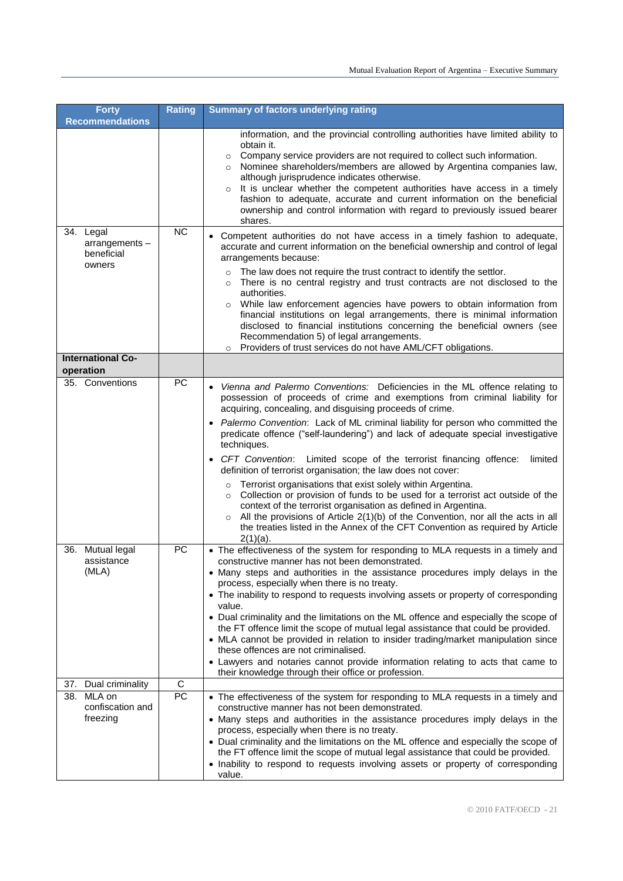| Forty Recommendations | Rating | Summary of factors underlying rating |
|---|---|---|
| | | information, and the provincial controlling authorities have limited ability to obtain it.<br>○ Company service providers are not required to collect such information.<br>○ Nominee shareholders/members are allowed by Argentina companies law, although jurisprudence indicates otherwise.<br>○ It is unclear whether the competent authorities have access in a timely fashion to adequate, accurate and current information on the beneficial ownership and control information with regard to previously issued bearer shares. |
| 34. Legal arrangements – beneficial owners | NC | • Competent authorities do not have access in a timely fashion to adequate, accurate and current information on the beneficial ownership and control of legal arrangements because:<br>○ The law does not require the trust contract to identify the settlor.<br>○ There is no central registry and trust contracts are not disclosed to the authorities.<br>○ While law enforcement agencies have powers to obtain information from financial institutions on legal arrangements, there is minimal information disclosed to financial institutions concerning the beneficial owners (see Recommendation 5) of legal arrangements.<br>○ Providers of trust services do not have AML/CFT obligations. |
| **International Co-operation** | | |
| 35. Conventions | PC | • *Vienna and Palermo Conventions:* Deficiencies in the ML offence relating to possession of proceeds of crime and exemptions from criminal liability for acquiring, concealing, and disguising proceeds of crime.<br>• *Palermo Convention*: Lack of ML criminal liability for person who committed the predicate offence ("self-laundering") and lack of adequate special investigative techniques.<br>• *CFT Convention*: Limited scope of the terrorist financing offence: limited definition of terrorist organisation; the law does not cover:<br>○ Terrorist organisations that exist solely within Argentina.<br>○ Collection or provision of funds to be used for a terrorist act outside of the context of the terrorist organisation as defined in Argentina.<br>○ All the provisions of Article 2(1)(b) of the Convention, nor all the acts in all the treaties listed in the Annex of the CFT Convention as required by Article 2(1)(a). |
| 36. Mutual legal assistance (MLA) | PC | • The effectiveness of the system for responding to MLA requests in a timely and constructive manner has not been demonstrated.<br>• Many steps and authorities in the assistance procedures imply delays in the process, especially when there is no treaty.<br>• The inability to respond to requests involving assets or property of corresponding value.<br>• Dual criminality and the limitations on the ML offence and especially the scope of the FT offence limit the scope of mutual legal assistance that could be provided.<br>• MLA cannot be provided in relation to insider trading/market manipulation since these offences are not criminalised.<br>• Lawyers and notaries cannot provide information relating to acts that came to their knowledge through their office or profession. |
| 37. Dual criminality | C | |
| 38. MLA on confiscation and freezing | PC | • The effectiveness of the system for responding to MLA requests in a timely and constructive manner has not been demonstrated.<br>• Many steps and authorities in the assistance procedures imply delays in the process, especially when there is no treaty.<br>• Dual criminality and the limitations on the ML offence and especially the scope of the FT offence limit the scope of mutual legal assistance that could be provided.<br>• Inability to respond to requests involving assets or property of corresponding value. |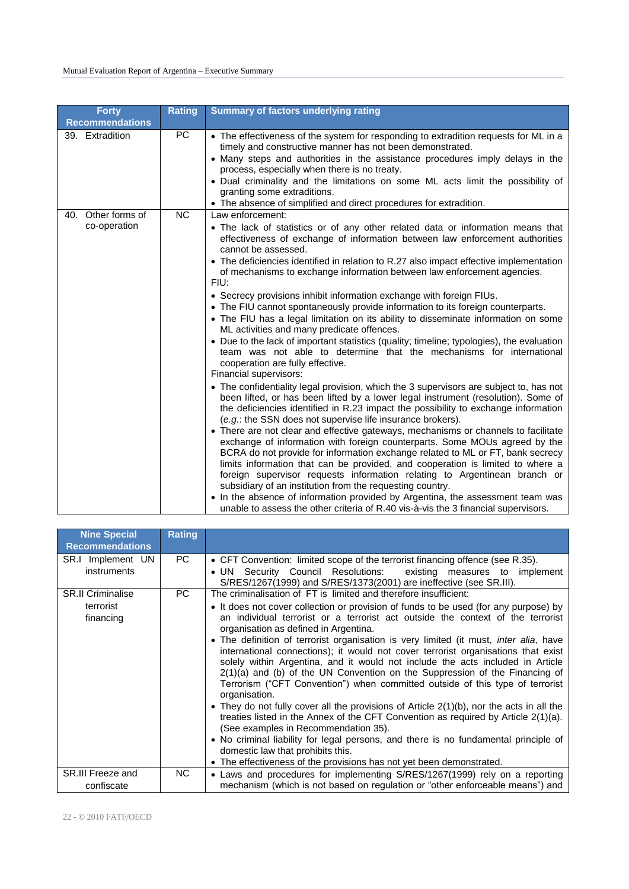| Forty Recommendations | Rating | Summary of factors underlying rating |
|---|---|---|
| 39. Extradition | PC | • The effectiveness of the system for responding to extradition requests for ML in a timely and constructive manner has not been demonstrated.<br>• Many steps and authorities in the assistance procedures imply delays in the process, especially when there is no treaty.<br>• Dual criminality and the limitations on some ML acts limit the possibility of granting some extraditions.<br>• The absence of simplified and direct procedures for extradition. |
| 40. Other forms of co-operation | NC | Law enforcement:<br>• The lack of statistics or of any other related data or information means that effectiveness of exchange of information between law enforcement authorities cannot be assessed.<br>• The deficiencies identified in relation to R.27 also impact effective implementation of mechanisms to exchange information between law enforcement agencies.<br>FIU:<br>• Secrecy provisions inhibit information exchange with foreign FIUs.<br>• The FIU cannot spontaneously provide information to its foreign counterparts.<br>• The FIU has a legal limitation on its ability to disseminate information on some ML activities and many predicate offences.<br>• Due to the lack of important statistics (quality; timeline; typologies), the evaluation team was not able to determine that the mechanisms for international cooperation are fully effective.<br>Financial supervisors:<br>• The confidentiality legal provision, which the 3 supervisors are subject to, has not been lifted, or has been lifted by a lower legal instrument (resolution). Some of the deficiencies identified in R.23 impact the possibility to exchange information (*e.g.*: the SSN does not supervise life insurance brokers).<br>• There are not clear and effective gateways, mechanisms or channels to facilitate exchange of information with foreign counterparts. Some MOUs agreed by the BCRA do not provide for information exchange related to ML or FT, bank secrecy limits information that can be provided, and cooperation is limited to where a foreign supervisor requests information relating to Argentinean branch or subsidiary of an institution from the requesting country.<br>• In the absence of information provided by Argentina, the assessment team was unable to assess the other criteria of R.40 vis-à-vis the 3 financial supervisors. |

| Nine Special Recommendations | Rating | |
|---|---|---|
| SR.I Implement UN instruments | PC | • CFT Convention: limited scope of the terrorist financing offence (see R.35).<br>• UN Security Council Resolutions: existing measures to implement S/RES/1267(1999) and S/RES/1373(2001) are ineffective (see SR.III). |
| SR.II Criminalise terrorist financing | PC | The criminalisation of FT is limited and therefore insufficient:<br>• It does not cover collection or provision of funds to be used (for any purpose) by an individual terrorist or a terrorist act outside the context of the terrorist organisation as defined in Argentina.<br>• The definition of terrorist organisation is very limited (it must, *inter alia*, have international connections); it would not cover terrorist organisations that exist solely within Argentina, and it would not include the acts included in Article 2(1)(a) and (b) of the UN Convention on the Suppression of the Financing of Terrorism ("CFT Convention") when committed outside of this type of terrorist organisation.<br>• They do not fully cover all the provisions of Article 2(1)(b), nor the acts in all the treaties listed in the Annex of the CFT Convention as required by Article 2(1)(a). (See examples in Recommendation 35).<br>• No criminal liability for legal persons, and there is no fundamental principle of domestic law that prohibits this.<br>• The effectiveness of the provisions has not yet been demonstrated. |
| SR.III Freeze and confiscate | NC | • Laws and procedures for implementing S/RES/1267(1999) rely on a reporting mechanism (which is not based on regulation or "other enforceable means") and |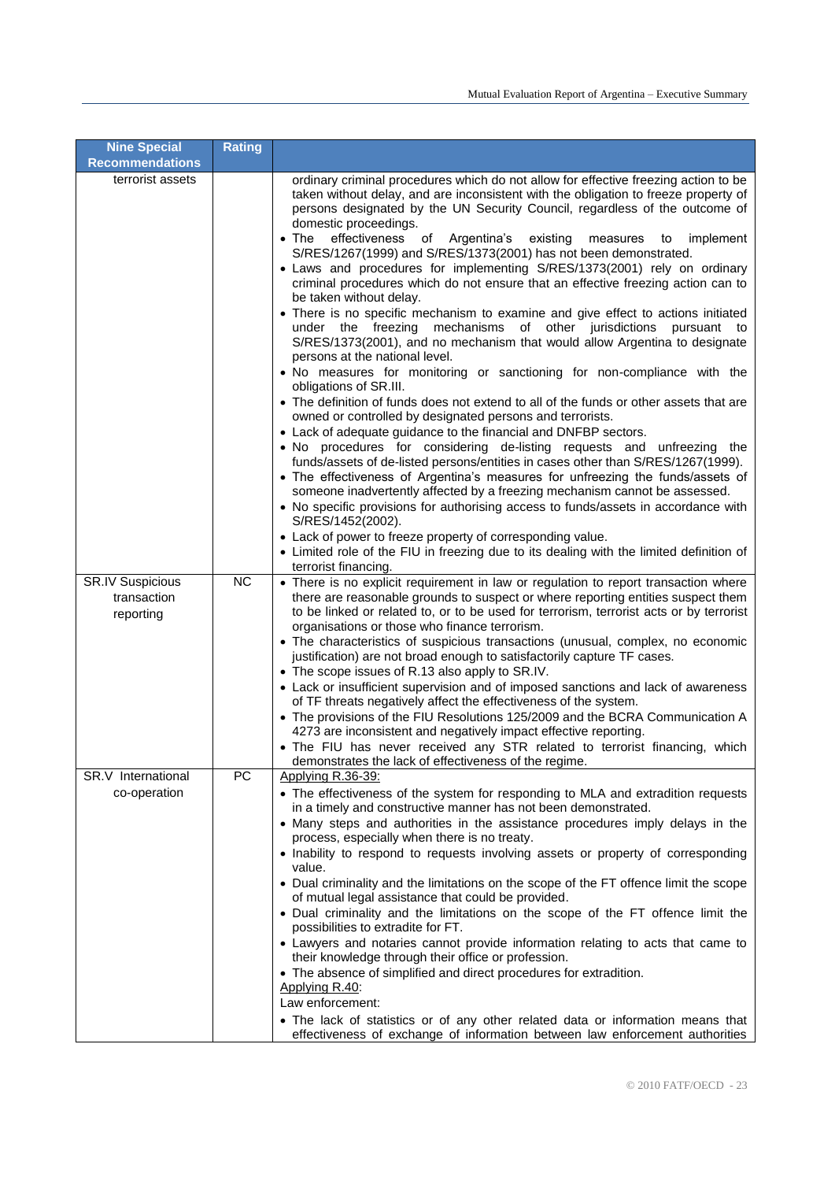| Nine Special Recommendations | Rating | |
|---|---|---|
| terrorist assets | | ordinary criminal procedures which do not allow for effective freezing action to be taken without delay, and are inconsistent with the obligation to freeze property of persons designated by the UN Security Council, regardless of the outcome of domestic proceedings.<br>• The effectiveness of Argentina's existing measures to implement S/RES/1267(1999) and S/RES/1373(2001) has not been demonstrated.<br>• Laws and procedures for implementing S/RES/1373(2001) rely on ordinary criminal procedures which do not ensure that an effective freezing action can to be taken without delay.<br>• There is no specific mechanism to examine and give effect to actions initiated under the freezing mechanisms of other jurisdictions pursuant to S/RES/1373(2001), and no mechanism that would allow Argentina to designate persons at the national level.<br>• No measures for monitoring or sanctioning for non-compliance with the obligations of SR.III.<br>• The definition of funds does not extend to all of the funds or other assets that are owned or controlled by designated persons and terrorists.<br>• Lack of adequate guidance to the financial and DNFBP sectors.<br>• No procedures for considering de-listing requests and unfreezing the funds/assets of de-listed persons/entities in cases other than S/RES/1267(1999).<br>• The effectiveness of Argentina's measures for unfreezing the funds/assets of someone inadvertently affected by a freezing mechanism cannot be assessed.<br>• No specific provisions for authorising access to funds/assets in accordance with S/RES/1452(2002).<br>• Lack of power to freeze property of corresponding value.<br>• Limited role of the FIU in freezing due to its dealing with the limited definition of terrorist financing. |
| SR.IV Suspicious transaction reporting | NC | • There is no explicit requirement in law or regulation to report transaction where there are reasonable grounds to suspect or where reporting entities suspect them to be linked or related to, or to be used for terrorism, terrorist acts or by terrorist organisations or those who finance terrorism.<br>• The characteristics of suspicious transactions (unusual, complex, no economic justification) are not broad enough to satisfactorily capture TF cases.<br>• The scope issues of R.13 also apply to SR.IV.<br>• Lack or insufficient supervision and of imposed sanctions and lack of awareness of TF threats negatively affect the effectiveness of the system.<br>• The provisions of the FIU Resolutions 125/2009 and the BCRA Communication A 4273 are inconsistent and negatively impact effective reporting.<br>• The FIU has never received any STR related to terrorist financing, which demonstrates the lack of effectiveness of the regime. |
| SR.V International co-operation | PC | Applying R.36-39:<br>• The effectiveness of the system for responding to MLA and extradition requests in a timely and constructive manner has not been demonstrated.<br>• Many steps and authorities in the assistance procedures imply delays in the process, especially when there is no treaty.<br>• Inability to respond to requests involving assets or property of corresponding value.<br>• Dual criminality and the limitations on the scope of the FT offence limit the scope of mutual legal assistance that could be provided.<br>• Dual criminality and the limitations on the scope of the FT offence limit the possibilities to extradite for FT.<br>• Lawyers and notaries cannot provide information relating to acts that came to their knowledge through their office or profession.<br>• The absence of simplified and direct procedures for extradition.<br>Applying R.40:<br>Law enforcement:<br>• The lack of statistics or of any other related data or information means that effectiveness of exchange of information between law enforcement authorities |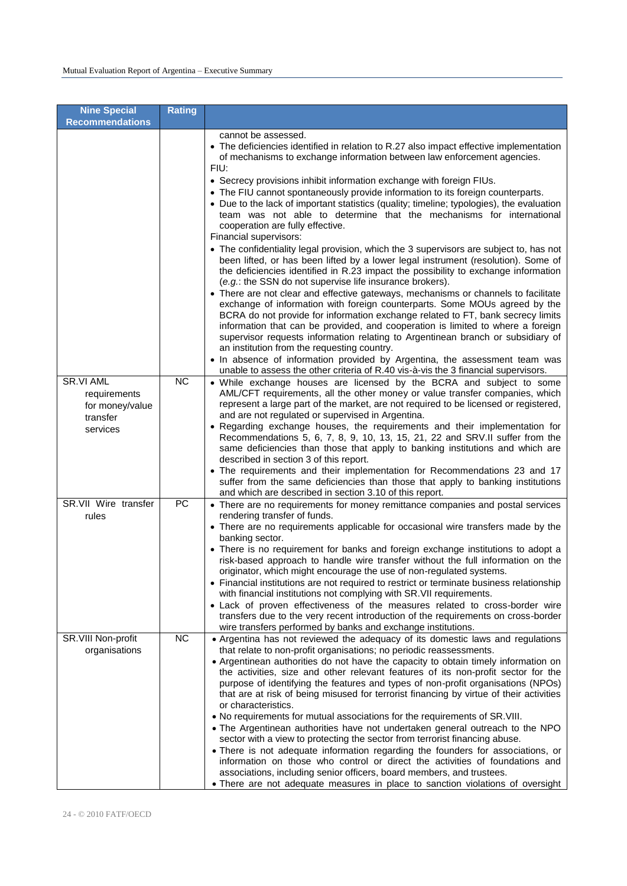| Nine Special Recommendations | Rating | |
|---|---|---|
| | | cannot be assessed.<br>• The deficiencies identified in relation to R.27 also impact effective implementation of mechanisms to exchange information between law enforcement agencies.<br>FIU:<br>• Secrecy provisions inhibit information exchange with foreign FIUs.<br>• The FIU cannot spontaneously provide information to its foreign counterparts.<br>• Due to the lack of important statistics (quality; timeline; typologies), the evaluation team was not able to determine that the mechanisms for international cooperation are fully effective.<br>Financial supervisors:<br>• The confidentiality legal provision, which the 3 supervisors are subject to, has not been lifted, or has been lifted by a lower legal instrument (resolution). Some of the deficiencies identified in R.23 impact the possibility to exchange information (*e.g.*: the SSN do not supervise life insurance brokers).<br>• There are not clear and effective gateways, mechanisms or channels to facilitate exchange of information with foreign counterparts. Some MOUs agreed by the BCRA do not provide for information exchange related to FT, bank secrecy limits information that can be provided, and cooperation is limited to where a foreign supervisor requests information relating to Argentinean branch or subsidiary of an institution from the requesting country.<br>• In absence of information provided by Argentina, the assessment team was unable to assess the other criteria of R.40 vis-à-vis the 3 financial supervisors. |
| SR.VI AML requirements for money/value transfer services | NC | • While exchange houses are licensed by the BCRA and subject to some AML/CFT requirements, all the other money or value transfer companies, which represent a large part of the market, are not required to be licensed or registered, and are not regulated or supervised in Argentina.<br>• Regarding exchange houses, the requirements and their implementation for Recommendations 5, 6, 7, 8, 9, 10, 13, 15, 21, 22 and SRV.II suffer from the same deficiencies than those that apply to banking institutions and which are described in section 3 of this report.<br>• The requirements and their implementation for Recommendations 23 and 17 suffer from the same deficiencies than those that apply to banking institutions and which are described in section 3.10 of this report. |
| SR.VII Wire transfer rules | PC | • There are no requirements for money remittance companies and postal services rendering transfer of funds.<br>• There are no requirements applicable for occasional wire transfers made by the banking sector.<br>• There is no requirement for banks and foreign exchange institutions to adopt a risk-based approach to handle wire transfer without the full information on the originator, which might encourage the use of non-regulated systems.<br>• Financial institutions are not required to restrict or terminate business relationship with financial institutions not complying with SR.VII requirements.<br>• Lack of proven effectiveness of the measures related to cross-border wire transfers due to the very recent introduction of the requirements on cross-border wire transfers performed by banks and exchange institutions. |
| SR.VIII Non-profit organisations | NC | • Argentina has not reviewed the adequacy of its domestic laws and regulations that relate to non-profit organisations; no periodic reassessments.<br>• Argentinean authorities do not have the capacity to obtain timely information on the activities, size and other relevant features of its non-profit sector for the purpose of identifying the features and types of non-profit organisations (NPOs) that are at risk of being misused for terrorist financing by virtue of their activities or characteristics.<br>• No requirements for mutual associations for the requirements of SR.VIII.<br>• The Argentinean authorities have not undertaken general outreach to the NPO sector with a view to protecting the sector from terrorist financing abuse.<br>• There is not adequate information regarding the founders for associations, or information on those who control or direct the activities of foundations and associations, including senior officers, board members, and trustees.<br>• There are not adequate measures in place to sanction violations of oversight |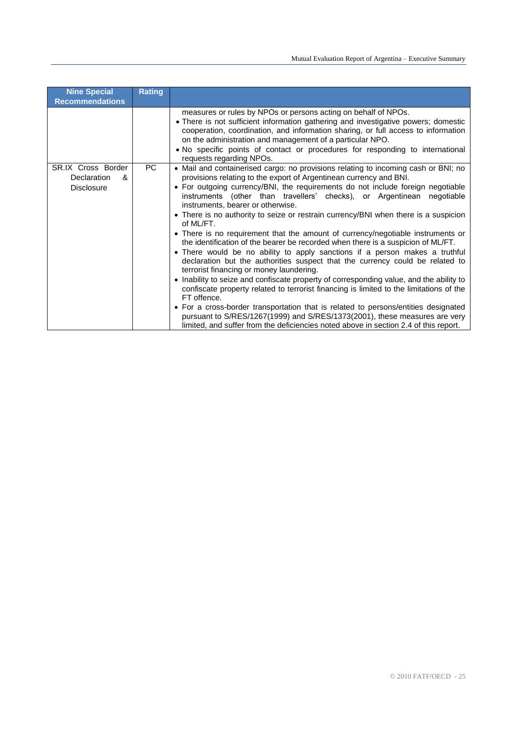| Nine Special Recommendations | Rating | |
|---|---|---|
| | | measures or rules by NPOs or persons acting on behalf of NPOs.<br>• There is not sufficient information gathering and investigative powers; domestic cooperation, coordination, and information sharing, or full access to information on the administration and management of a particular NPO.<br>• No specific points of contact or procedures for responding to international requests regarding NPOs. |
| SR.IX Cross Border Declaration & Disclosure | PC | • Mail and containerised cargo: no provisions relating to incoming cash or BNI; no provisions relating to the export of Argentinean currency and BNI.<br>• For outgoing currency/BNI, the requirements do not include foreign negotiable instruments (other than travellers' checks), or Argentinean negotiable instruments, bearer or otherwise.<br>• There is no authority to seize or restrain currency/BNI when there is a suspicion of ML/FT.<br>• There is no requirement that the amount of currency/negotiable instruments or the identification of the bearer be recorded when there is a suspicion of ML/FT.<br>• There would be no ability to apply sanctions if a person makes a truthful declaration but the authorities suspect that the currency could be related to terrorist financing or money laundering.<br>• Inability to seize and confiscate property of corresponding value, and the ability to confiscate property related to terrorist financing is limited to the limitations of the FT offence.<br>• For a cross-border transportation that is related to persons/entities designated pursuant to S/RES/1267(1999) and S/RES/1373(2001), these measures are very limited, and suffer from the deficiencies noted above in section 2.4 of this report. |